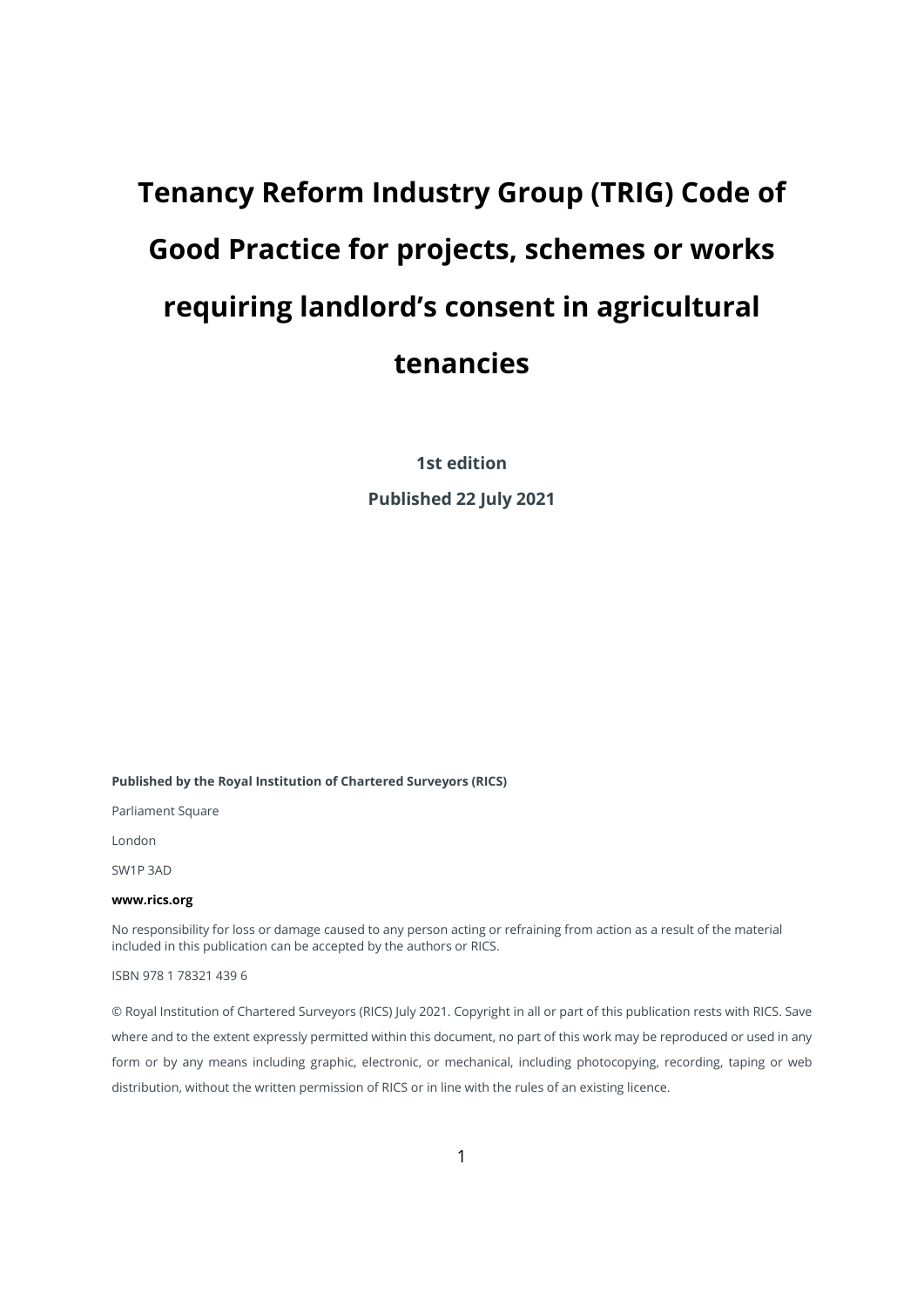# Tenancy Reform Industry Group (TRIG) Code of Good Practice for projects, schemes or works requiring landlord's consent in agricultural tenancies

**1st edition**

**Published 22 July 2021**

**Published by the Royal Institution of Chartered Surveyors (RICS)**

Parliament Square

London

SW1P 3AD

**www.rics.org**

No responsibility for loss or damage caused to any person acting or refraining from action as a result of the material included in this publication can be accepted by the authors or RICS.

ISBN 978 1 78321 439 6

© Royal Institution of Chartered Surveyors (RICS) July 2021. Copyright in all or part of this publication rests with RICS. Save where and to the extent expressly permitted within this document, no part of this work may be reproduced or used in any form or by any means including graphic, electronic, or mechanical, including photocopying, recording, taping or web distribution, without the written permission of RICS or in line with the rules of an existing licence.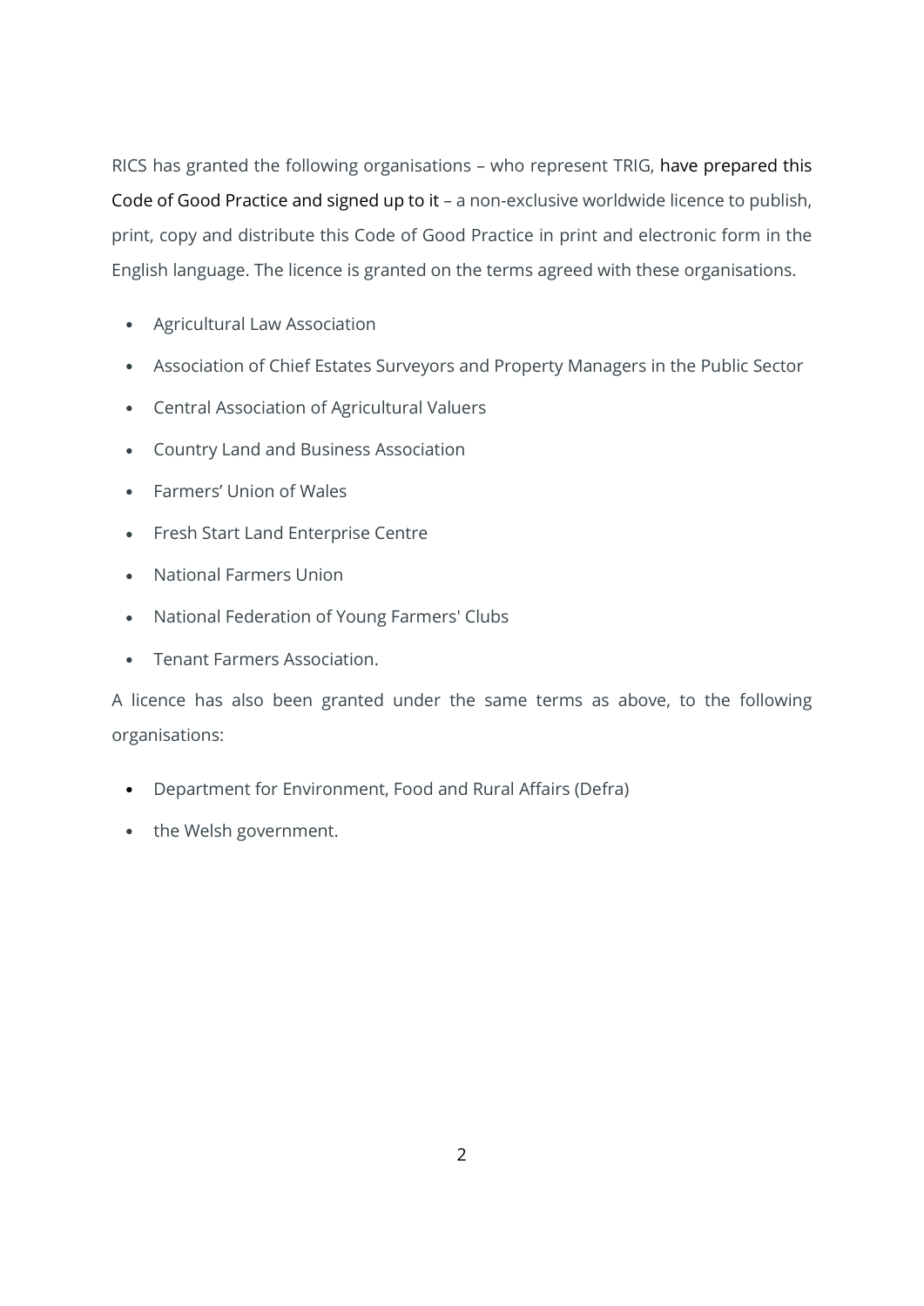RICS has granted the following organisations – who represent TRIG, have prepared this Code of Good Practice and signed up to it – a non-exclusive worldwide licence to publish, print, copy and distribute this Code of Good Practice in print and electronic form in the English language. The licence is granted on the terms agreed with these organisations.

- Agricultural Law Association
- Association of Chief Estates Surveyors and Property Managers in the Public Sector
- Central Association of Agricultural Valuers
- Country Land and Business Association
- Farmers' Union of Wales
- Fresh Start Land Enterprise Centre
- National Farmers Union
- National Federation of Young Farmers' Clubs
- Tenant Farmers Association.

A licence has also been granted under the same terms as above, to the following organisations:

- Department for Environment, Food and Rural Affairs (Defra)
- the Welsh government.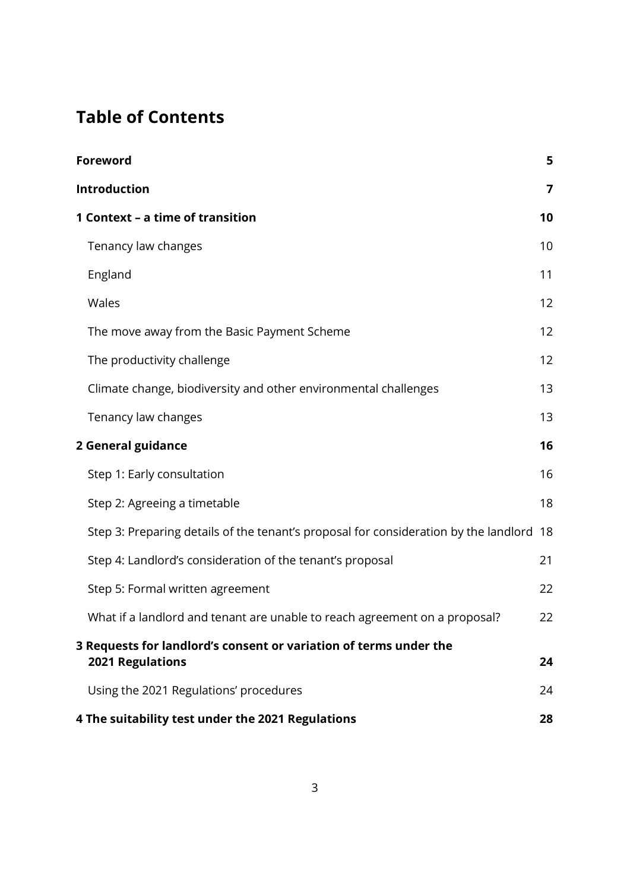# Table of Contents

| | |
|---|---|
| **Foreword** | **5** |
| **Introduction** | **7** |
| **1 Context – a time of transition** | **10** |
| Tenancy law changes | 10 |
| England | 11 |
| Wales | 12 |
| The move away from the Basic Payment Scheme | 12 |
| The productivity challenge | 12 |
| Climate change, biodiversity and other environmental challenges | 13 |
| Tenancy law changes | 13 |
| **2 General guidance** | **16** |
| Step 1: Early consultation | 16 |
| Step 2: Agreeing a timetable | 18 |
| Step 3: Preparing details of the tenant's proposal for consideration by the landlord | 18 |
| Step 4: Landlord's consideration of the tenant's proposal | 21 |
| Step 5: Formal written agreement | 22 |
| What if a landlord and tenant are unable to reach agreement on a proposal? | 22 |
| **3 Requests for landlord's consent or variation of terms under the 2021 Regulations** | **24** |
| Using the 2021 Regulations' procedures | 24 |
| **4 The suitability test under the 2021 Regulations** | **28** |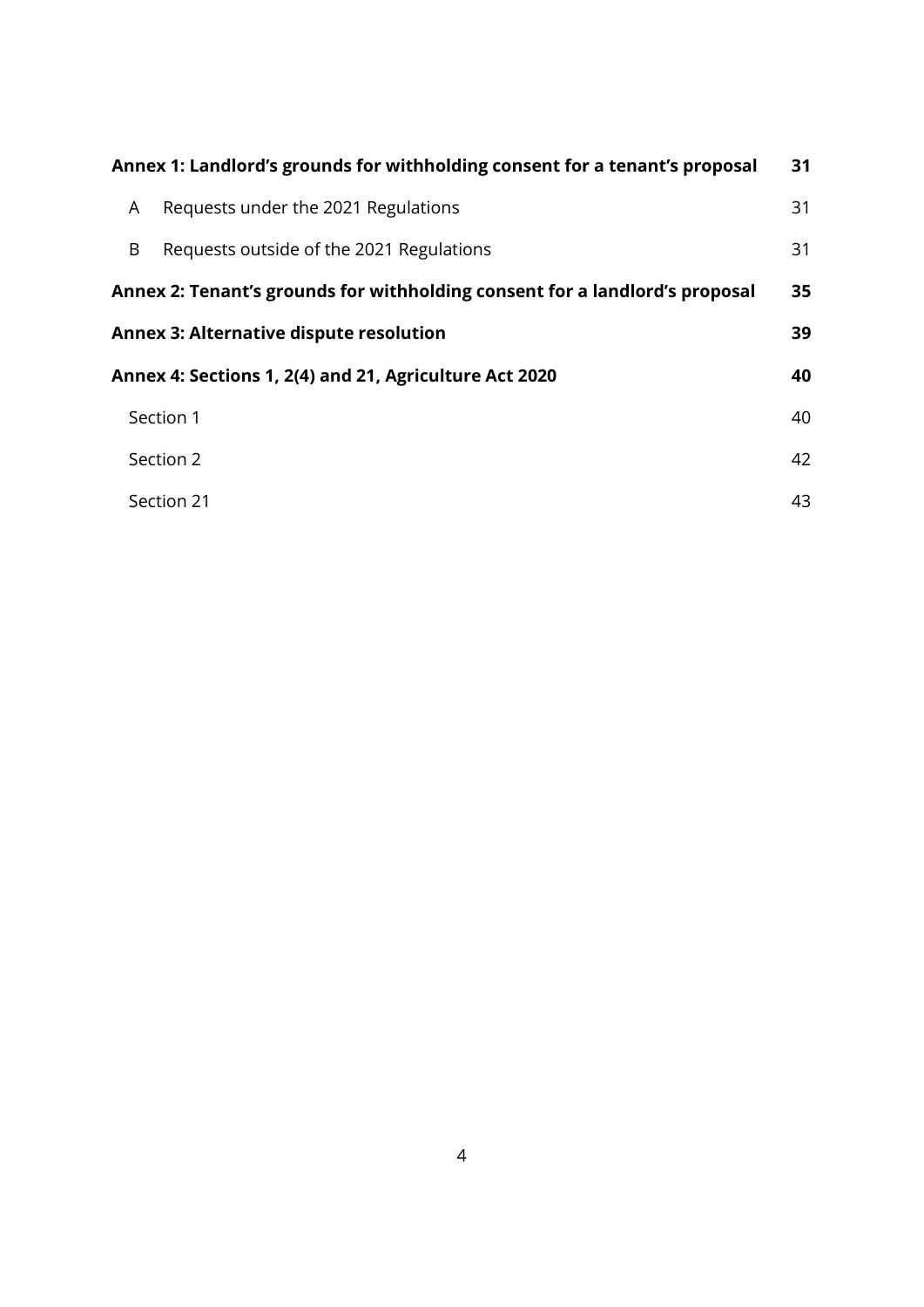**Annex 1: Landlord's grounds for withholding consent for a tenant's proposal** **31**

- A Requests under the 2021 Regulations 31
- B Requests outside of the 2021 Regulations 31

**Annex 2: Tenant's grounds for withholding consent for a landlord's proposal** **35**

**Annex 3: Alternative dispute resolution** **39**

**Annex 4: Sections 1, 2(4) and 21, Agriculture Act 2020** **40**

- Section 1 40
- Section 2 42
- Section 21 43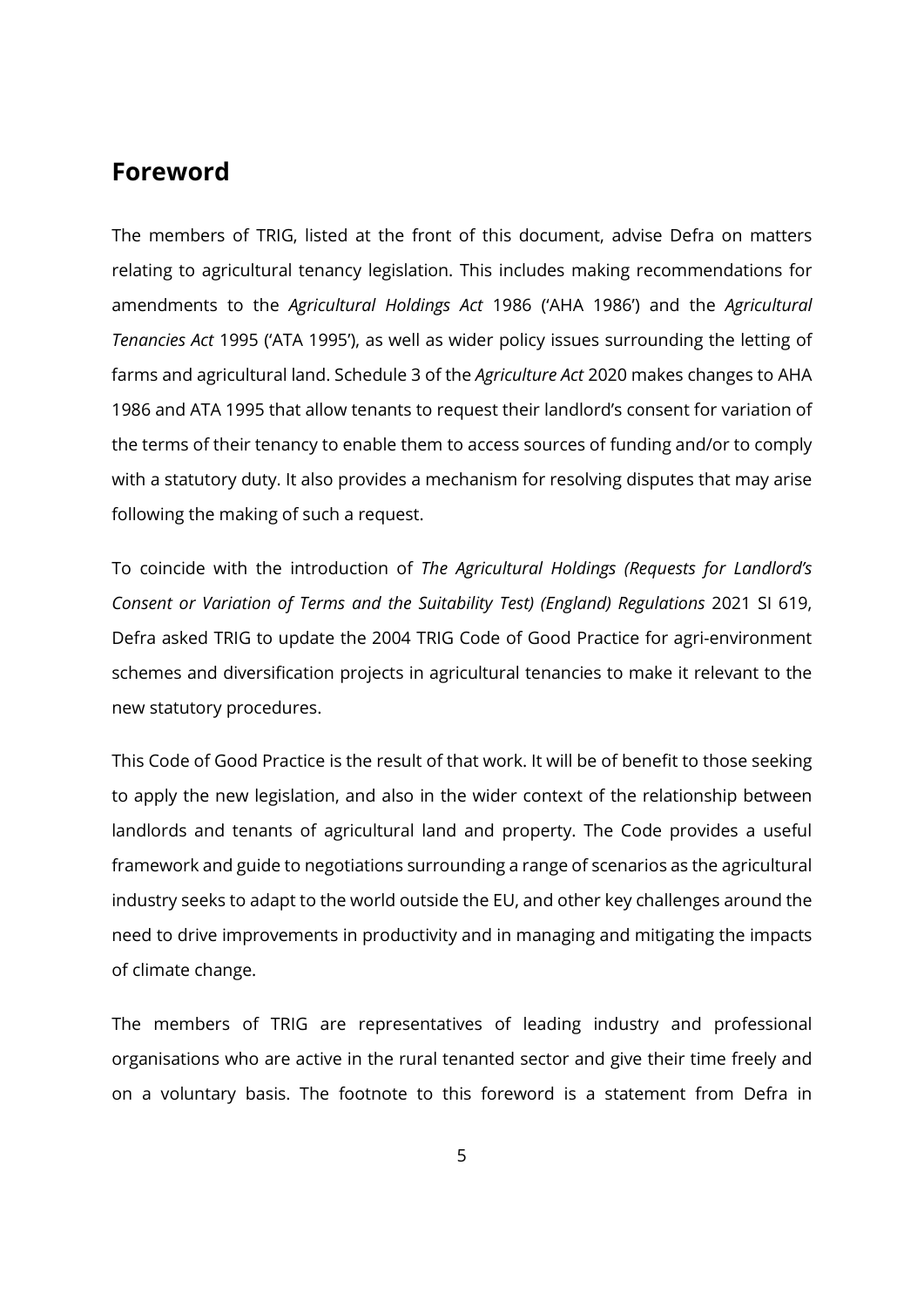## Foreword

The members of TRIG, listed at the front of this document, advise Defra on matters relating to agricultural tenancy legislation. This includes making recommendations for amendments to the *Agricultural Holdings Act* 1986 ('AHA 1986') and the *Agricultural Tenancies Act* 1995 ('ATA 1995'), as well as wider policy issues surrounding the letting of farms and agricultural land. Schedule 3 of the *Agriculture Act* 2020 makes changes to AHA 1986 and ATA 1995 that allow tenants to request their landlord's consent for variation of the terms of their tenancy to enable them to access sources of funding and/or to comply with a statutory duty. It also provides a mechanism for resolving disputes that may arise following the making of such a request.

To coincide with the introduction of *The Agricultural Holdings (Requests for Landlord's Consent or Variation of Terms and the Suitability Test) (England) Regulations* 2021 SI 619, Defra asked TRIG to update the 2004 TRIG Code of Good Practice for agri-environment schemes and diversification projects in agricultural tenancies to make it relevant to the new statutory procedures.

This Code of Good Practice is the result of that work. It will be of benefit to those seeking to apply the new legislation, and also in the wider context of the relationship between landlords and tenants of agricultural land and property. The Code provides a useful framework and guide to negotiations surrounding a range of scenarios as the agricultural industry seeks to adapt to the world outside the EU, and other key challenges around the need to drive improvements in productivity and in managing and mitigating the impacts of climate change.

The members of TRIG are representatives of leading industry and professional organisations who are active in the rural tenanted sector and give their time freely and on a voluntary basis. The footnote to this foreword is a statement from Defra in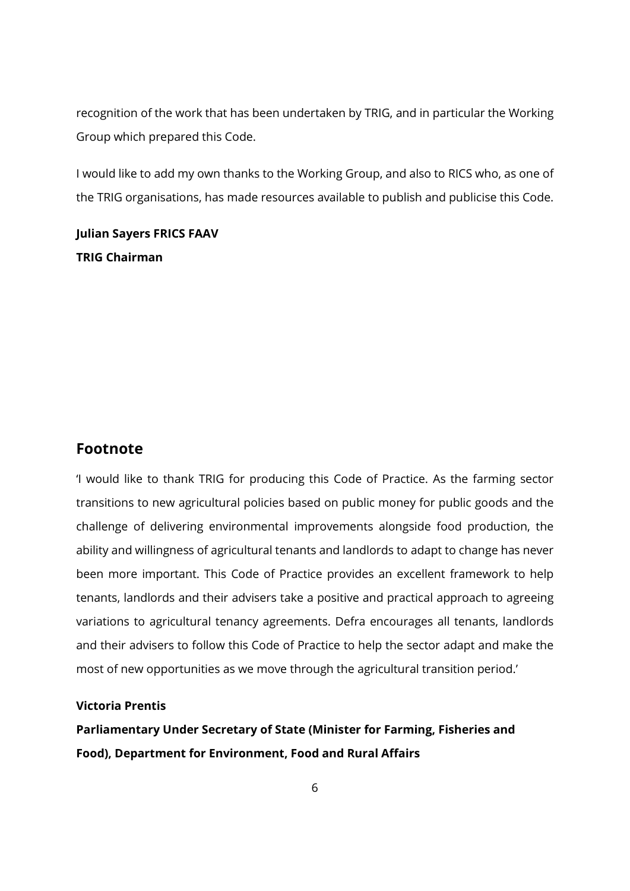recognition of the work that has been undertaken by TRIG, and in particular the Working Group which prepared this Code.

I would like to add my own thanks to the Working Group, and also to RICS who, as one of the TRIG organisations, has made resources available to publish and publicise this Code.

**Julian Sayers FRICS FAAV**
**TRIG Chairman**

## Footnote

'I would like to thank TRIG for producing this Code of Practice. As the farming sector transitions to new agricultural policies based on public money for public goods and the challenge of delivering environmental improvements alongside food production, the ability and willingness of agricultural tenants and landlords to adapt to change has never been more important. This Code of Practice provides an excellent framework to help tenants, landlords and their advisers take a positive and practical approach to agreeing variations to agricultural tenancy agreements. Defra encourages all tenants, landlords and their advisers to follow this Code of Practice to help the sector adapt and make the most of new opportunities as we move through the agricultural transition period.'

**Victoria Prentis**
**Parliamentary Under Secretary of State (Minister for Farming, Fisheries and Food), Department for Environment, Food and Rural Affairs**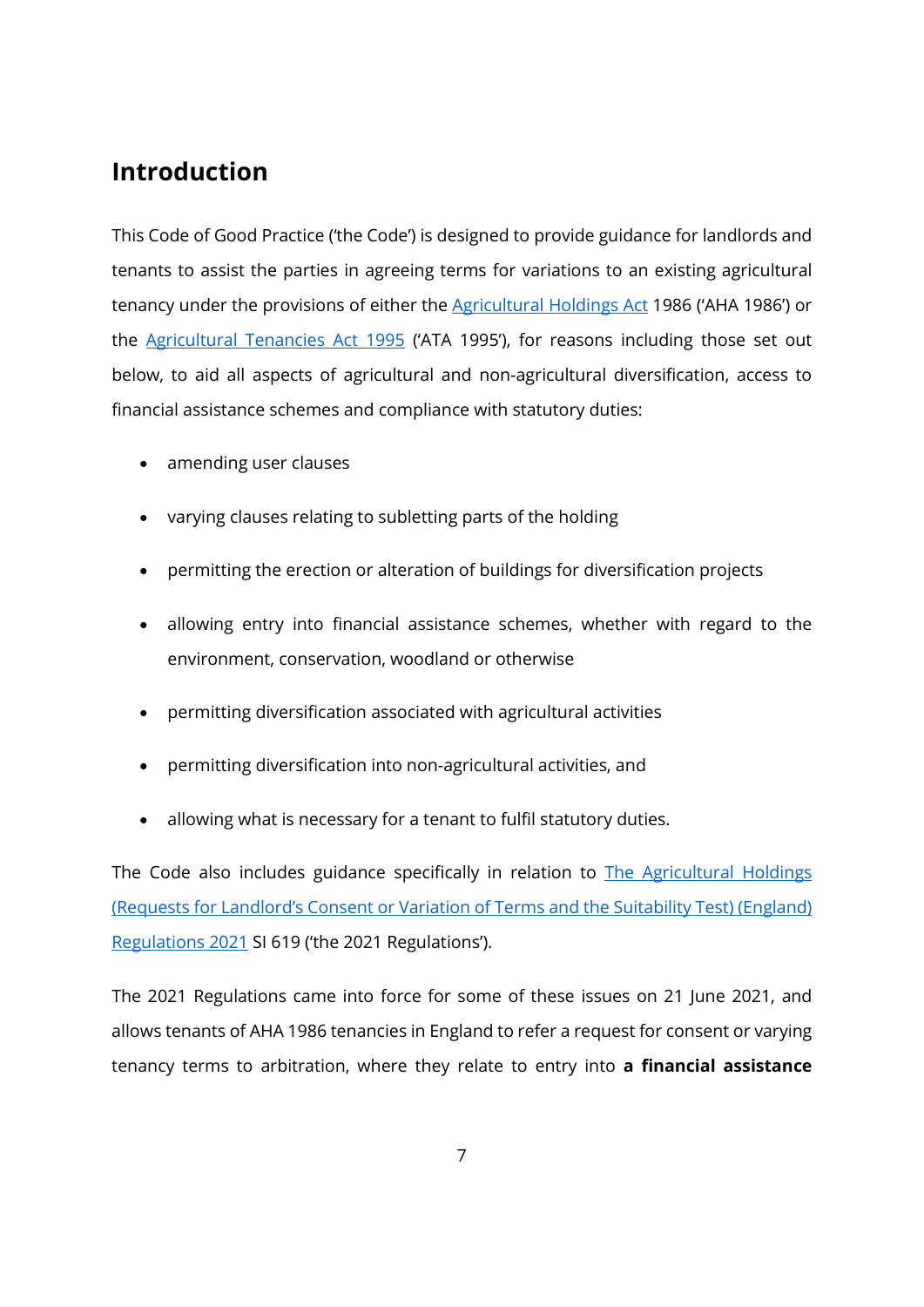## Introduction

This Code of Good Practice ('the Code') is designed to provide guidance for landlords and tenants to assist the parties in agreeing terms for variations to an existing agricultural tenancy under the provisions of either the [Agricultural Holdings Act](#) 1986 ('AHA 1986') or the [Agricultural Tenancies Act 1995](#) ('ATA 1995'), for reasons including those set out below, to aid all aspects of agricultural and non-agricultural diversification, access to financial assistance schemes and compliance with statutory duties:

- amending user clauses
- varying clauses relating to subletting parts of the holding
- permitting the erection or alteration of buildings for diversification projects
- allowing entry into financial assistance schemes, whether with regard to the environment, conservation, woodland or otherwise
- permitting diversification associated with agricultural activities
- permitting diversification into non-agricultural activities, and
- allowing what is necessary for a tenant to fulfil statutory duties.

The Code also includes guidance specifically in relation to [The Agricultural Holdings (Requests for Landlord's Consent or Variation of Terms and the Suitability Test) (England) Regulations 2021](#) SI 619 ('the 2021 Regulations').

The 2021 Regulations came into force for some of these issues on 21 June 2021, and allows tenants of AHA 1986 tenancies in England to refer a request for consent or varying tenancy terms to arbitration, where they relate to entry into **a financial assistance**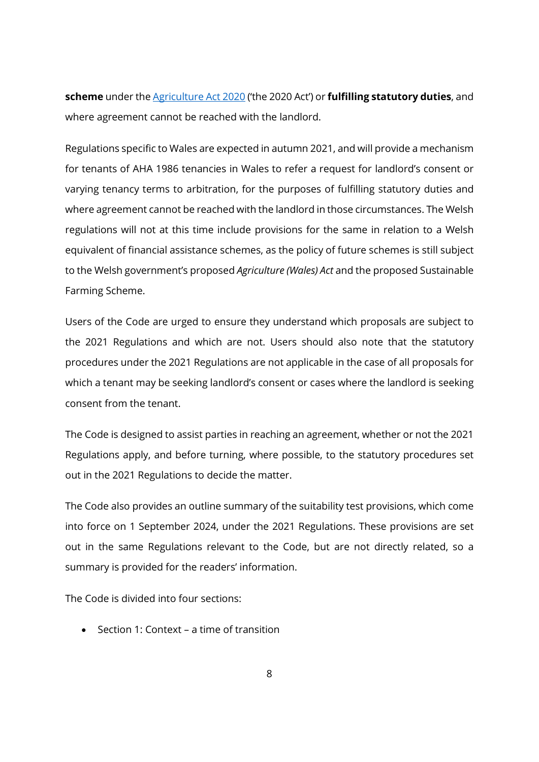**scheme** under the [Agriculture Act 2020](#) ('the 2020 Act') or **fulfilling statutory duties**, and where agreement cannot be reached with the landlord.

Regulations specific to Wales are expected in autumn 2021, and will provide a mechanism for tenants of AHA 1986 tenancies in Wales to refer a request for landlord's consent or varying tenancy terms to arbitration, for the purposes of fulfilling statutory duties and where agreement cannot be reached with the landlord in those circumstances. The Welsh regulations will not at this time include provisions for the same in relation to a Welsh equivalent of financial assistance schemes, as the policy of future schemes is still subject to the Welsh government's proposed *Agriculture (Wales) Act* and the proposed Sustainable Farming Scheme.

Users of the Code are urged to ensure they understand which proposals are subject to the 2021 Regulations and which are not. Users should also note that the statutory procedures under the 2021 Regulations are not applicable in the case of all proposals for which a tenant may be seeking landlord's consent or cases where the landlord is seeking consent from the tenant.

The Code is designed to assist parties in reaching an agreement, whether or not the 2021 Regulations apply, and before turning, where possible, to the statutory procedures set out in the 2021 Regulations to decide the matter.

The Code also provides an outline summary of the suitability test provisions, which come into force on 1 September 2024, under the 2021 Regulations. These provisions are set out in the same Regulations relevant to the Code, but are not directly related, so a summary is provided for the readers' information.

The Code is divided into four sections:

- Section 1: Context – a time of transition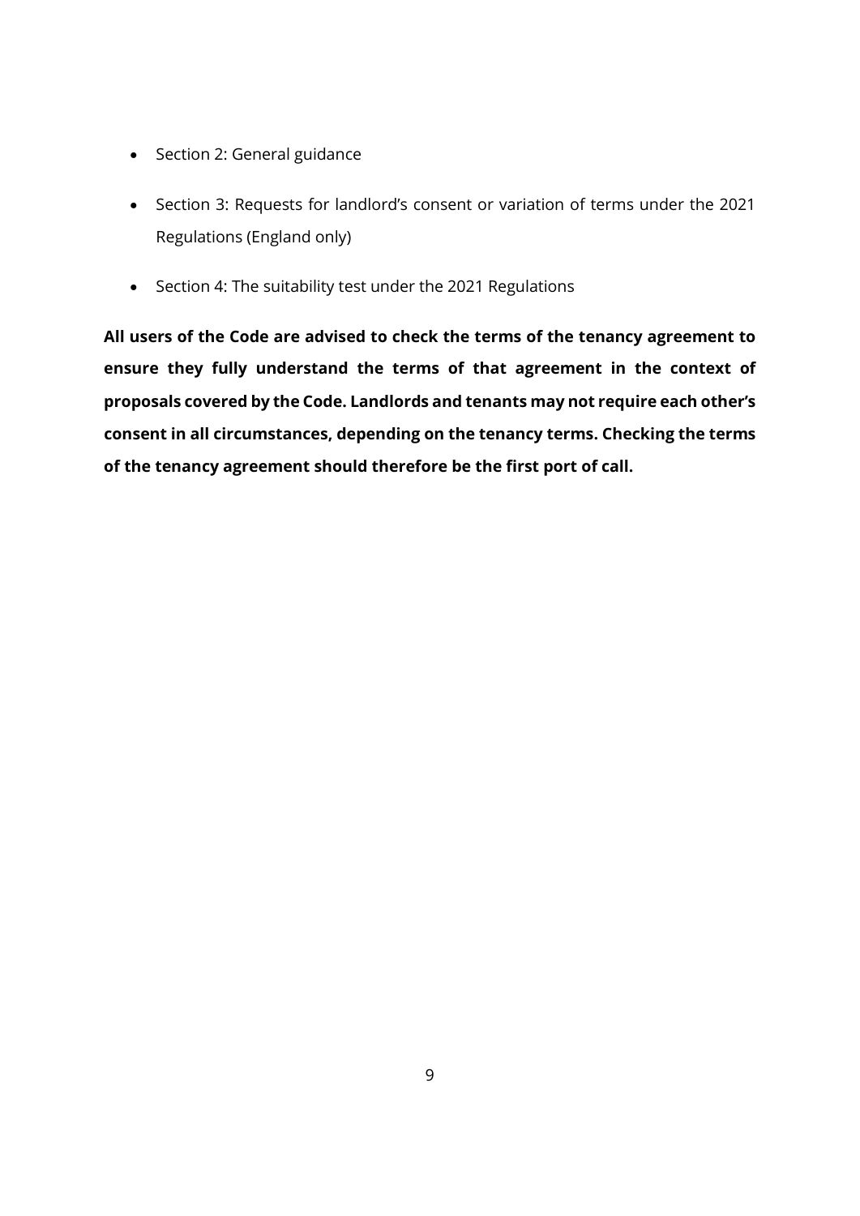- Section 2: General guidance
- Section 3: Requests for landlord's consent or variation of terms under the 2021 Regulations (England only)
- Section 4: The suitability test under the 2021 Regulations

**All users of the Code are advised to check the terms of the tenancy agreement to ensure they fully understand the terms of that agreement in the context of proposals covered by the Code. Landlords and tenants may not require each other's consent in all circumstances, depending on the tenancy terms. Checking the terms of the tenancy agreement should therefore be the first port of call.**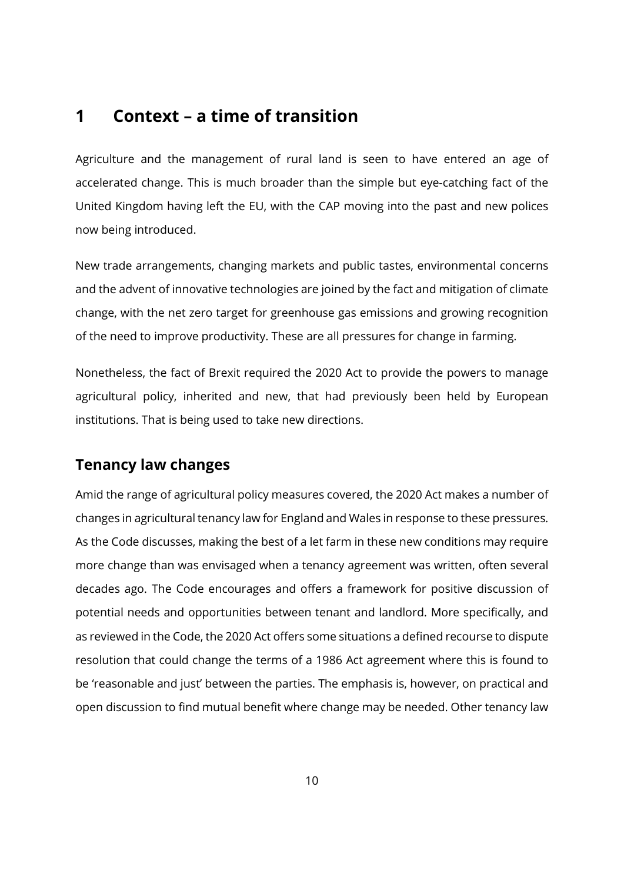# 1 Context – a time of transition

Agriculture and the management of rural land is seen to have entered an age of accelerated change. This is much broader than the simple but eye-catching fact of the United Kingdom having left the EU, with the CAP moving into the past and new polices now being introduced.

New trade arrangements, changing markets and public tastes, environmental concerns and the advent of innovative technologies are joined by the fact and mitigation of climate change, with the net zero target for greenhouse gas emissions and growing recognition of the need to improve productivity. These are all pressures for change in farming.

Nonetheless, the fact of Brexit required the 2020 Act to provide the powers to manage agricultural policy, inherited and new, that had previously been held by European institutions. That is being used to take new directions.

## Tenancy law changes

Amid the range of agricultural policy measures covered, the 2020 Act makes a number of changes in agricultural tenancy law for England and Wales in response to these pressures. As the Code discusses, making the best of a let farm in these new conditions may require more change than was envisaged when a tenancy agreement was written, often several decades ago. The Code encourages and offers a framework for positive discussion of potential needs and opportunities between tenant and landlord. More specifically, and as reviewed in the Code, the 2020 Act offers some situations a defined recourse to dispute resolution that could change the terms of a 1986 Act agreement where this is found to be 'reasonable and just' between the parties. The emphasis is, however, on practical and open discussion to find mutual benefit where change may be needed. Other tenancy law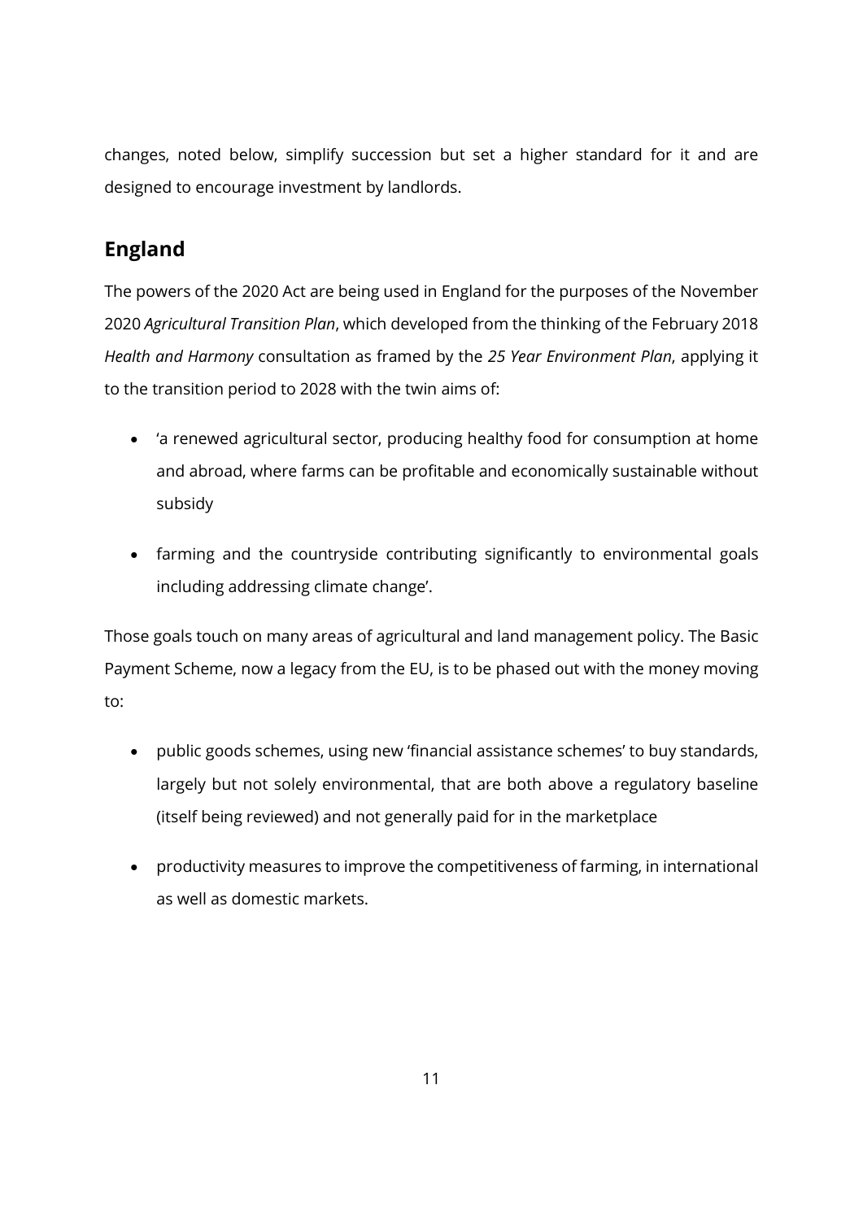changes, noted below, simplify succession but set a higher standard for it and are designed to encourage investment by landlords.

## England

The powers of the 2020 Act are being used in England for the purposes of the November 2020 *Agricultural Transition Plan*, which developed from the thinking of the February 2018 *Health and Harmony* consultation as framed by the *25 Year Environment Plan*, applying it to the transition period to 2028 with the twin aims of:

- 'a renewed agricultural sector, producing healthy food for consumption at home and abroad, where farms can be profitable and economically sustainable without subsidy
- farming and the countryside contributing significantly to environmental goals including addressing climate change'.

Those goals touch on many areas of agricultural and land management policy. The Basic Payment Scheme, now a legacy from the EU, is to be phased out with the money moving to:

- public goods schemes, using new 'financial assistance schemes' to buy standards, largely but not solely environmental, that are both above a regulatory baseline (itself being reviewed) and not generally paid for in the marketplace
- productivity measures to improve the competitiveness of farming, in international as well as domestic markets.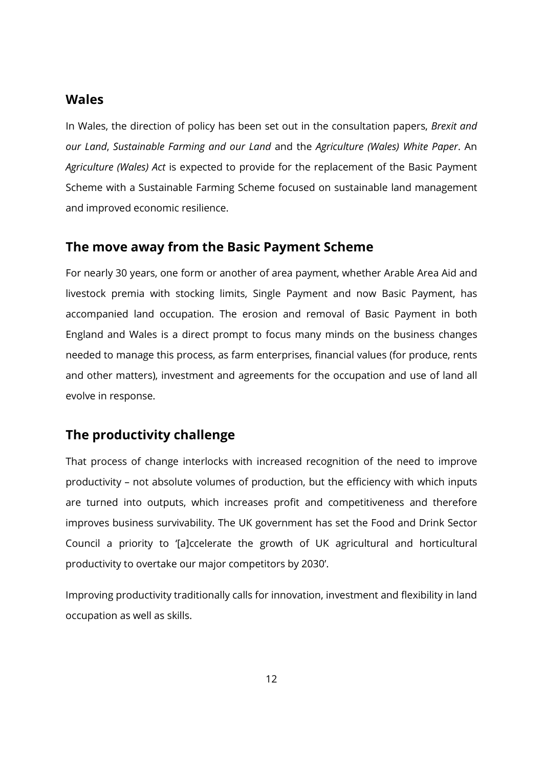## Wales

In Wales, the direction of policy has been set out in the consultation papers, *Brexit and our Land*, *Sustainable Farming and our Land* and the *Agriculture (Wales) White Paper*. An *Agriculture (Wales) Act* is expected to provide for the replacement of the Basic Payment Scheme with a Sustainable Farming Scheme focused on sustainable land management and improved economic resilience.

## The move away from the Basic Payment Scheme

For nearly 30 years, one form or another of area payment, whether Arable Area Aid and livestock premia with stocking limits, Single Payment and now Basic Payment, has accompanied land occupation. The erosion and removal of Basic Payment in both England and Wales is a direct prompt to focus many minds on the business changes needed to manage this process, as farm enterprises, financial values (for produce, rents and other matters), investment and agreements for the occupation and use of land all evolve in response.

## The productivity challenge

That process of change interlocks with increased recognition of the need to improve productivity – not absolute volumes of production, but the efficiency with which inputs are turned into outputs, which increases profit and competitiveness and therefore improves business survivability. The UK government has set the Food and Drink Sector Council a priority to '[a]ccelerate the growth of UK agricultural and horticultural productivity to overtake our major competitors by 2030'.

Improving productivity traditionally calls for innovation, investment and flexibility in land occupation as well as skills.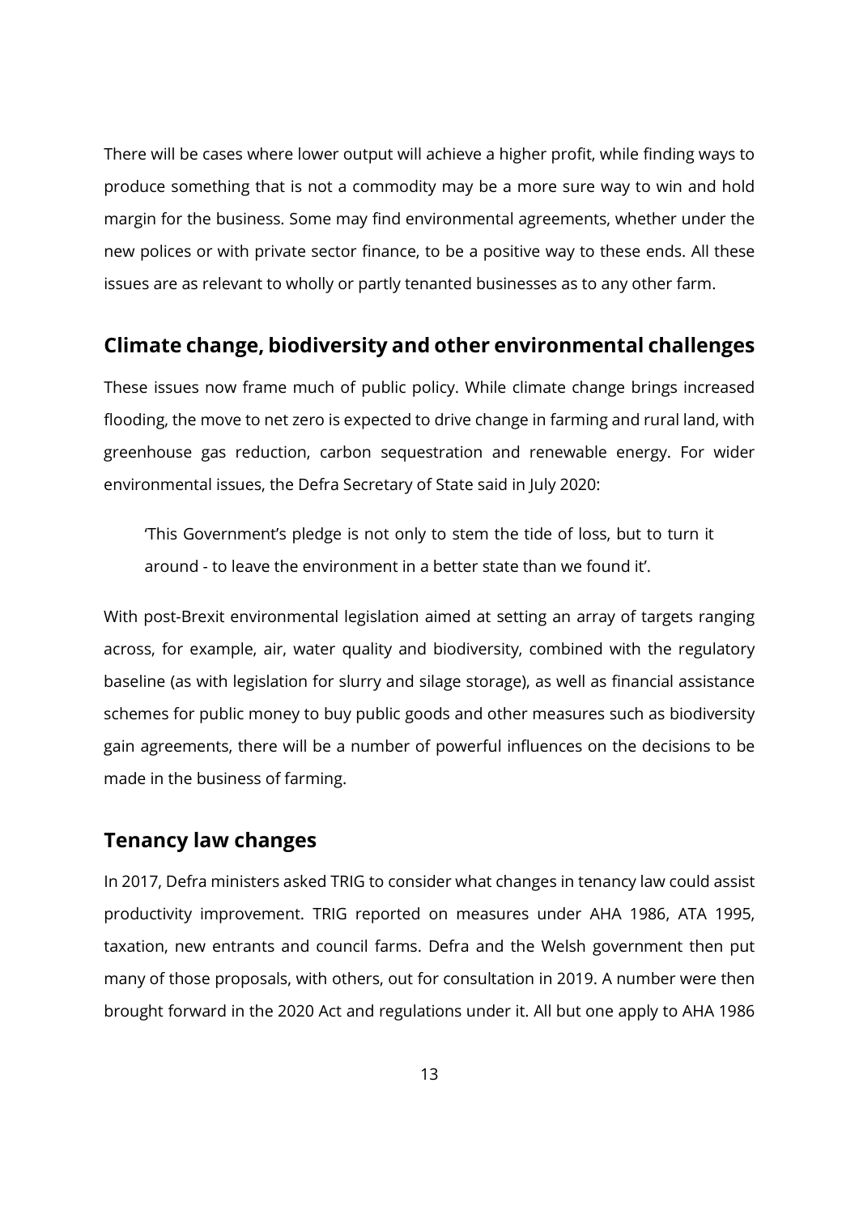There will be cases where lower output will achieve a higher profit, while finding ways to produce something that is not a commodity may be a more sure way to win and hold margin for the business. Some may find environmental agreements, whether under the new polices or with private sector finance, to be a positive way to these ends. All these issues are as relevant to wholly or partly tenanted businesses as to any other farm.

## Climate change, biodiversity and other environmental challenges

These issues now frame much of public policy. While climate change brings increased flooding, the move to net zero is expected to drive change in farming and rural land, with greenhouse gas reduction, carbon sequestration and renewable energy. For wider environmental issues, the Defra Secretary of State said in July 2020:

> 'This Government's pledge is not only to stem the tide of loss, but to turn it around - to leave the environment in a better state than we found it'.

With post-Brexit environmental legislation aimed at setting an array of targets ranging across, for example, air, water quality and biodiversity, combined with the regulatory baseline (as with legislation for slurry and silage storage), as well as financial assistance schemes for public money to buy public goods and other measures such as biodiversity gain agreements, there will be a number of powerful influences on the decisions to be made in the business of farming.

## Tenancy law changes

In 2017, Defra ministers asked TRIG to consider what changes in tenancy law could assist productivity improvement. TRIG reported on measures under AHA 1986, ATA 1995, taxation, new entrants and council farms. Defra and the Welsh government then put many of those proposals, with others, out for consultation in 2019. A number were then brought forward in the 2020 Act and regulations under it. All but one apply to AHA 1986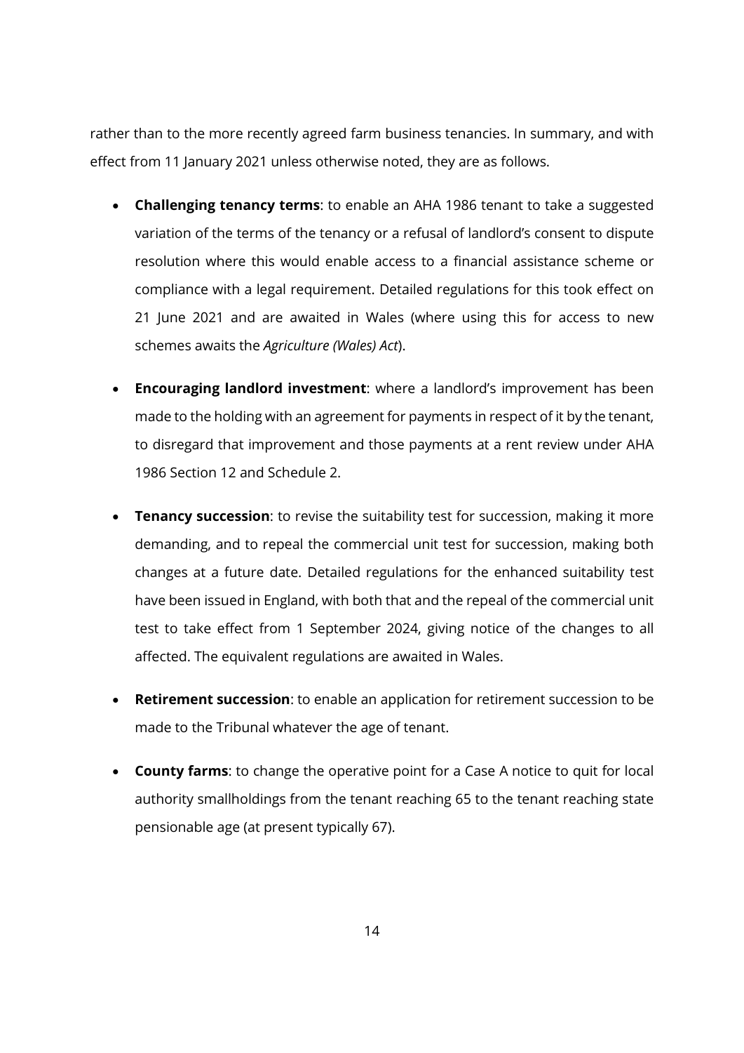rather than to the more recently agreed farm business tenancies. In summary, and with effect from 11 January 2021 unless otherwise noted, they are as follows.

- **Challenging tenancy terms**: to enable an AHA 1986 tenant to take a suggested variation of the terms of the tenancy or a refusal of landlord's consent to dispute resolution where this would enable access to a financial assistance scheme or compliance with a legal requirement. Detailed regulations for this took effect on 21 June 2021 and are awaited in Wales (where using this for access to new schemes awaits the *Agriculture (Wales) Act*).

- **Encouraging landlord investment**: where a landlord's improvement has been made to the holding with an agreement for payments in respect of it by the tenant, to disregard that improvement and those payments at a rent review under AHA 1986 Section 12 and Schedule 2.

- **Tenancy succession**: to revise the suitability test for succession, making it more demanding, and to repeal the commercial unit test for succession, making both changes at a future date. Detailed regulations for the enhanced suitability test have been issued in England, with both that and the repeal of the commercial unit test to take effect from 1 September 2024, giving notice of the changes to all affected. The equivalent regulations are awaited in Wales.

- **Retirement succession**: to enable an application for retirement succession to be made to the Tribunal whatever the age of tenant.

- **County farms**: to change the operative point for a Case A notice to quit for local authority smallholdings from the tenant reaching 65 to the tenant reaching state pensionable age (at present typically 67).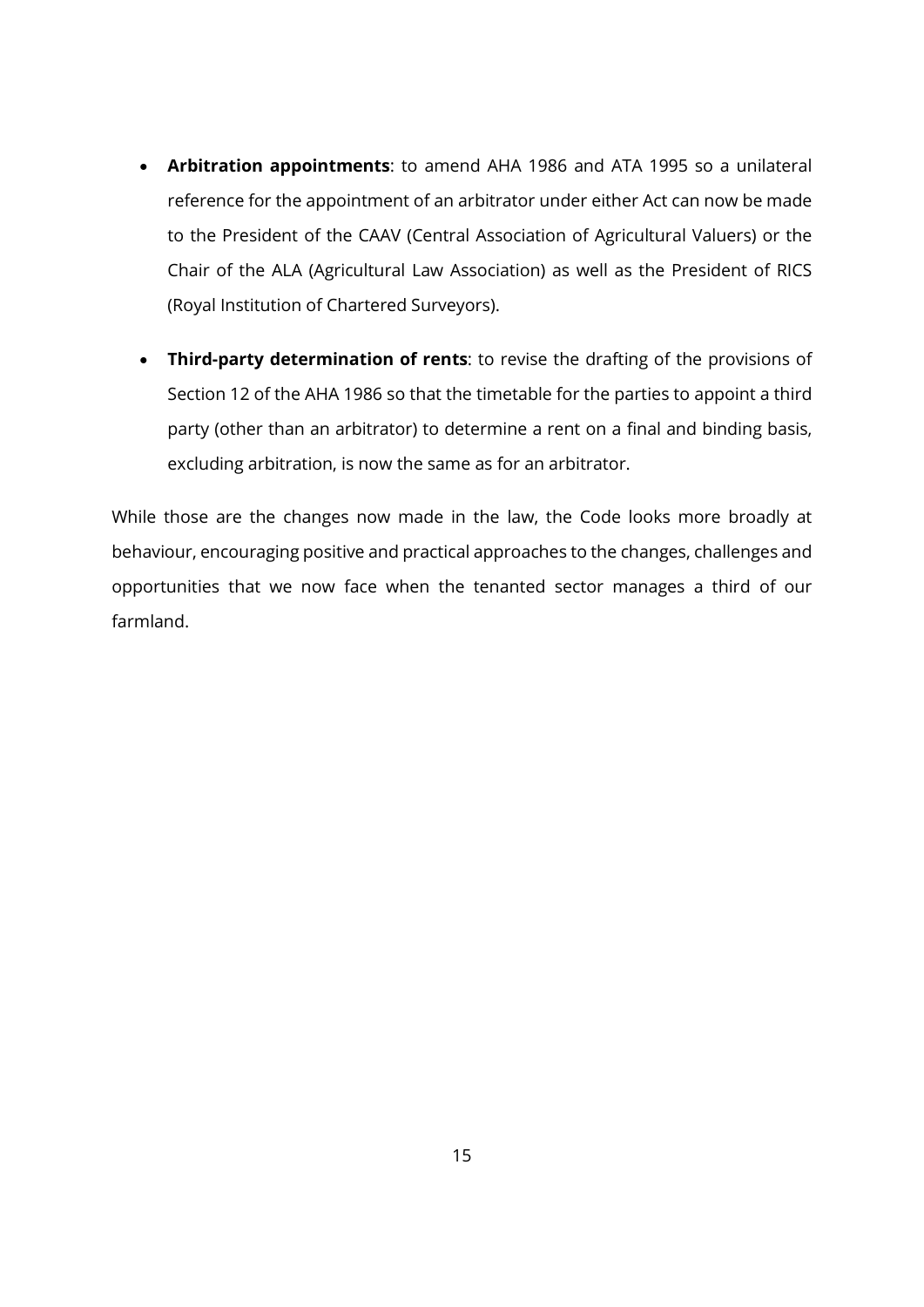- **Arbitration appointments**: to amend AHA 1986 and ATA 1995 so a unilateral reference for the appointment of an arbitrator under either Act can now be made to the President of the CAAV (Central Association of Agricultural Valuers) or the Chair of the ALA (Agricultural Law Association) as well as the President of RICS (Royal Institution of Chartered Surveyors).

- **Third-party determination of rents**: to revise the drafting of the provisions of Section 12 of the AHA 1986 so that the timetable for the parties to appoint a third party (other than an arbitrator) to determine a rent on a final and binding basis, excluding arbitration, is now the same as for an arbitrator.

While those are the changes now made in the law, the Code looks more broadly at behaviour, encouraging positive and practical approaches to the changes, challenges and opportunities that we now face when the tenanted sector manages a third of our farmland.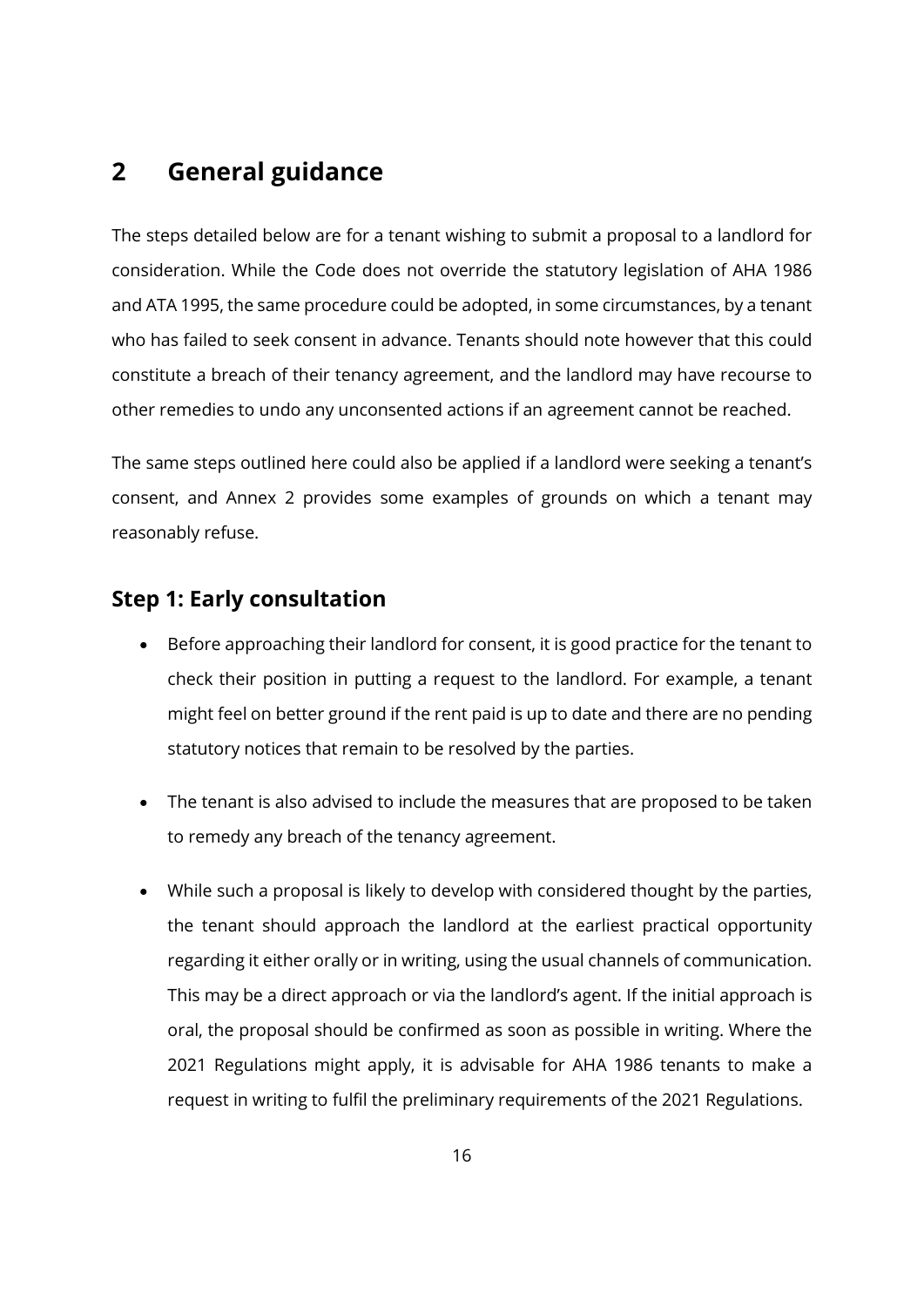## 2 General guidance

The steps detailed below are for a tenant wishing to submit a proposal to a landlord for consideration. While the Code does not override the statutory legislation of AHA 1986 and ATA 1995, the same procedure could be adopted, in some circumstances, by a tenant who has failed to seek consent in advance. Tenants should note however that this could constitute a breach of their tenancy agreement, and the landlord may have recourse to other remedies to undo any unconsented actions if an agreement cannot be reached.

The same steps outlined here could also be applied if a landlord were seeking a tenant's consent, and Annex 2 provides some examples of grounds on which a tenant may reasonably refuse.

### Step 1: Early consultation

- Before approaching their landlord for consent, it is good practice for the tenant to check their position in putting a request to the landlord. For example, a tenant might feel on better ground if the rent paid is up to date and there are no pending statutory notices that remain to be resolved by the parties.
- The tenant is also advised to include the measures that are proposed to be taken to remedy any breach of the tenancy agreement.
- While such a proposal is likely to develop with considered thought by the parties, the tenant should approach the landlord at the earliest practical opportunity regarding it either orally or in writing, using the usual channels of communication. This may be a direct approach or via the landlord's agent. If the initial approach is oral, the proposal should be confirmed as soon as possible in writing. Where the 2021 Regulations might apply, it is advisable for AHA 1986 tenants to make a request in writing to fulfil the preliminary requirements of the 2021 Regulations.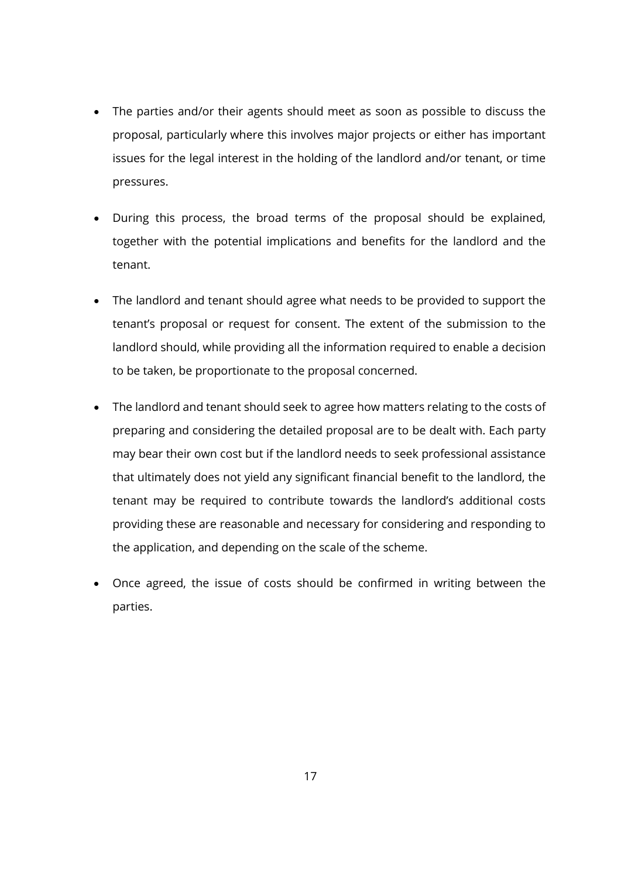- The parties and/or their agents should meet as soon as possible to discuss the proposal, particularly where this involves major projects or either has important issues for the legal interest in the holding of the landlord and/or tenant, or time pressures.

- During this process, the broad terms of the proposal should be explained, together with the potential implications and benefits for the landlord and the tenant.

- The landlord and tenant should agree what needs to be provided to support the tenant's proposal or request for consent. The extent of the submission to the landlord should, while providing all the information required to enable a decision to be taken, be proportionate to the proposal concerned.

- The landlord and tenant should seek to agree how matters relating to the costs of preparing and considering the detailed proposal are to be dealt with. Each party may bear their own cost but if the landlord needs to seek professional assistance that ultimately does not yield any significant financial benefit to the landlord, the tenant may be required to contribute towards the landlord's additional costs providing these are reasonable and necessary for considering and responding to the application, and depending on the scale of the scheme.

- Once agreed, the issue of costs should be confirmed in writing between the parties.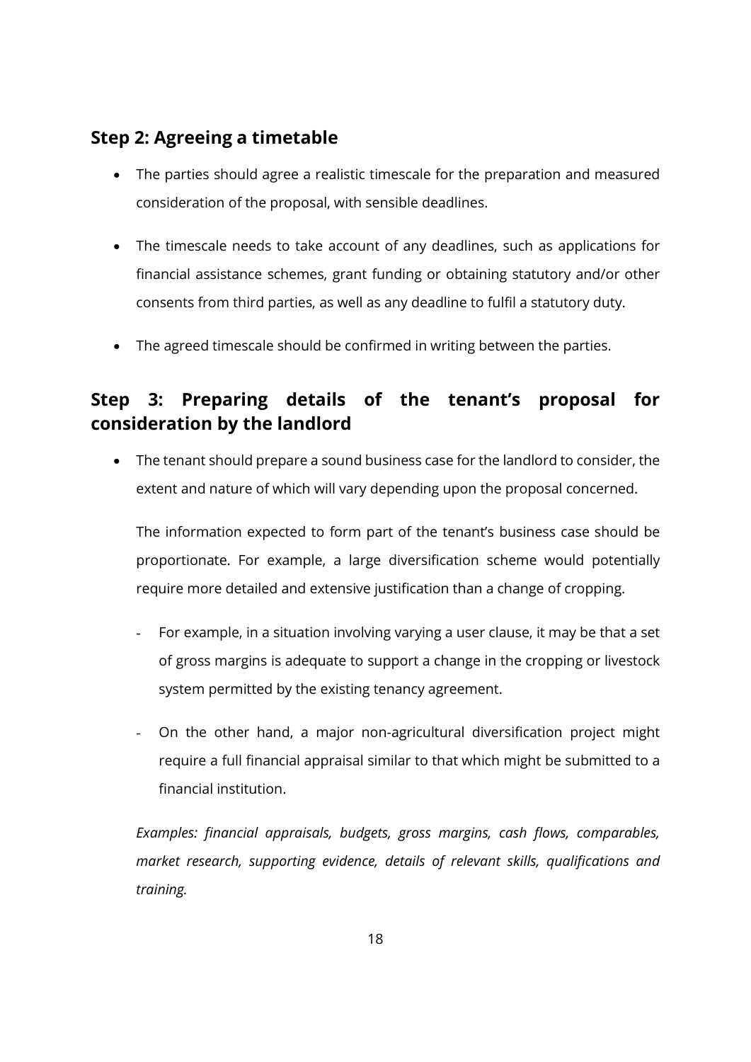## Step 2: Agreeing a timetable

- The parties should agree a realistic timescale for the preparation and measured consideration of the proposal, with sensible deadlines.
- The timescale needs to take account of any deadlines, such as applications for financial assistance schemes, grant funding or obtaining statutory and/or other consents from third parties, as well as any deadline to fulfil a statutory duty.
- The agreed timescale should be confirmed in writing between the parties.

## Step 3: Preparing details of the tenant's proposal for consideration by the landlord

- The tenant should prepare a sound business case for the landlord to consider, the extent and nature of which will vary depending upon the proposal concerned.

  The information expected to form part of the tenant's business case should be proportionate. For example, a large diversification scheme would potentially require more detailed and extensive justification than a change of cropping.

  - For example, in a situation involving varying a user clause, it may be that a set of gross margins is adequate to support a change in the cropping or livestock system permitted by the existing tenancy agreement.
  - On the other hand, a major non-agricultural diversification project might require a full financial appraisal similar to that which might be submitted to a financial institution.

  *Examples: financial appraisals, budgets, gross margins, cash flows, comparables, market research, supporting evidence, details of relevant skills, qualifications and training.*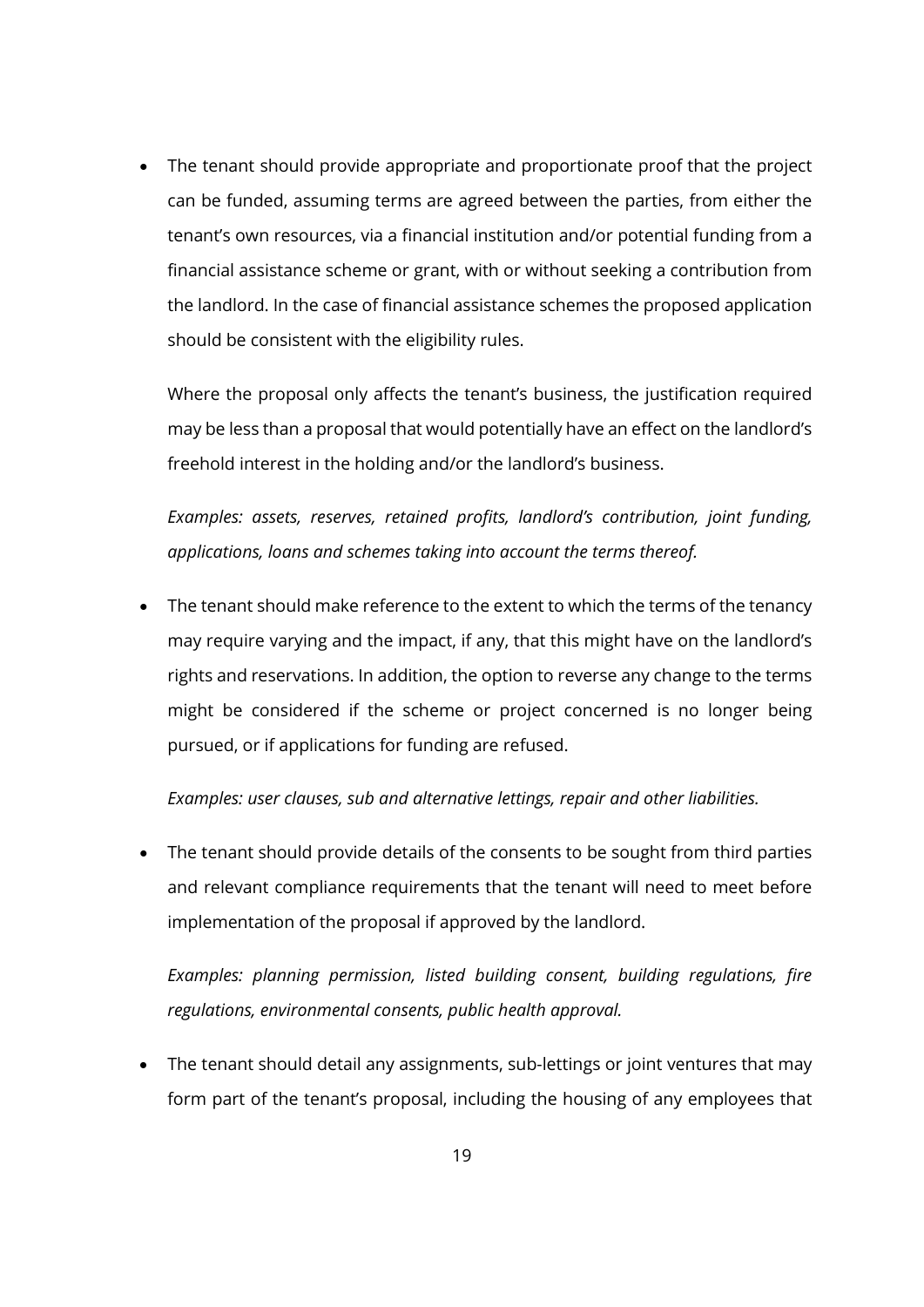- The tenant should provide appropriate and proportionate proof that the project can be funded, assuming terms are agreed between the parties, from either the tenant's own resources, via a financial institution and/or potential funding from a financial assistance scheme or grant, with or without seeking a contribution from the landlord. In the case of financial assistance schemes the proposed application should be consistent with the eligibility rules.

  Where the proposal only affects the tenant's business, the justification required may be less than a proposal that would potentially have an effect on the landlord's freehold interest in the holding and/or the landlord's business.

  *Examples: assets, reserves, retained profits, landlord's contribution, joint funding, applications, loans and schemes taking into account the terms thereof.*

- The tenant should make reference to the extent to which the terms of the tenancy may require varying and the impact, if any, that this might have on the landlord's rights and reservations. In addition, the option to reverse any change to the terms might be considered if the scheme or project concerned is no longer being pursued, or if applications for funding are refused.

  *Examples: user clauses, sub and alternative lettings, repair and other liabilities.*

- The tenant should provide details of the consents to be sought from third parties and relevant compliance requirements that the tenant will need to meet before implementation of the proposal if approved by the landlord.

  *Examples: planning permission, listed building consent, building regulations, fire regulations, environmental consents, public health approval.*

- The tenant should detail any assignments, sub-lettings or joint ventures that may form part of the tenant's proposal, including the housing of any employees that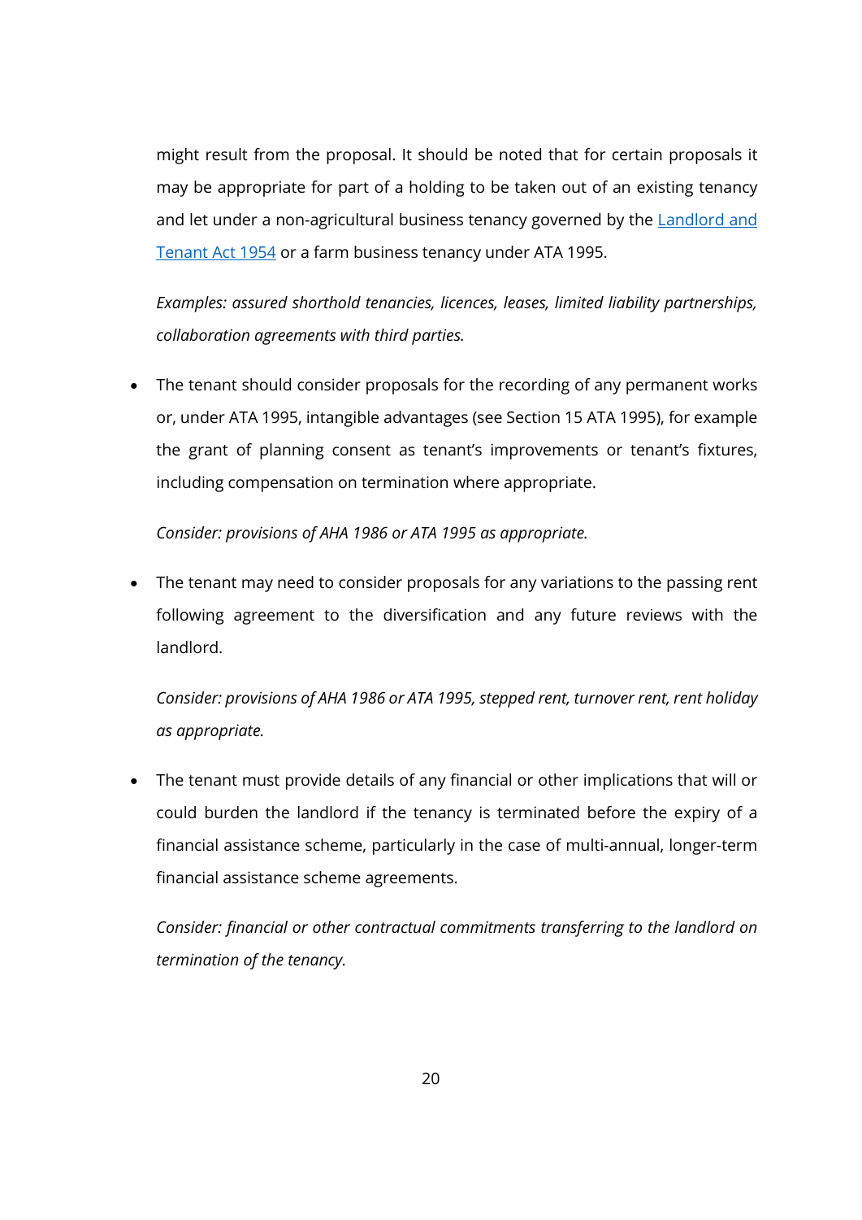might result from the proposal. It should be noted that for certain proposals it may be appropriate for part of a holding to be taken out of an existing tenancy and let under a non-agricultural business tenancy governed by the [Landlord and Tenant Act 1954] or a farm business tenancy under ATA 1995.

*Examples: assured shorthold tenancies, licences, leases, limited liability partnerships, collaboration agreements with third parties.*

- The tenant should consider proposals for the recording of any permanent works or, under ATA 1995, intangible advantages (see Section 15 ATA 1995), for example the grant of planning consent as tenant's improvements or tenant's fixtures, including compensation on termination where appropriate.

  *Consider: provisions of AHA 1986 or ATA 1995 as appropriate.*

- The tenant may need to consider proposals for any variations to the passing rent following agreement to the diversification and any future reviews with the landlord.

  *Consider: provisions of AHA 1986 or ATA 1995, stepped rent, turnover rent, rent holiday as appropriate.*

- The tenant must provide details of any financial or other implications that will or could burden the landlord if the tenancy is terminated before the expiry of a financial assistance scheme, particularly in the case of multi-annual, longer-term financial assistance scheme agreements.

  *Consider: financial or other contractual commitments transferring to the landlord on termination of the tenancy.*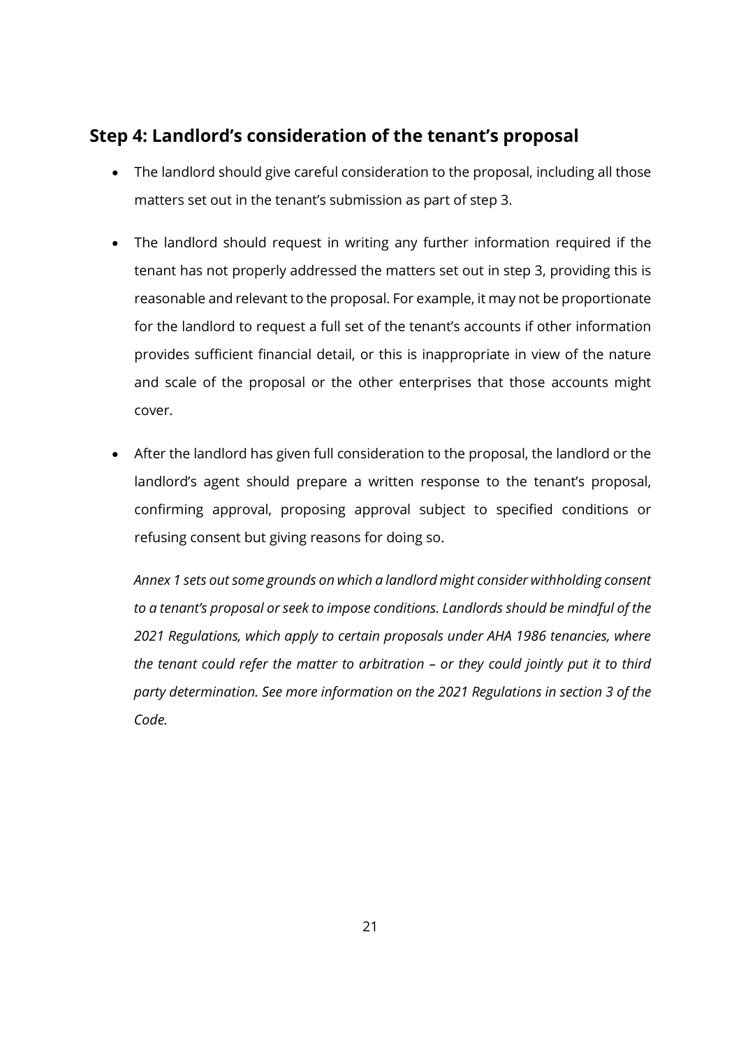## Step 4: Landlord's consideration of the tenant's proposal

- The landlord should give careful consideration to the proposal, including all those matters set out in the tenant's submission as part of step 3.
- The landlord should request in writing any further information required if the tenant has not properly addressed the matters set out in step 3, providing this is reasonable and relevant to the proposal. For example, it may not be proportionate for the landlord to request a full set of the tenant's accounts if other information provides sufficient financial detail, or this is inappropriate in view of the nature and scale of the proposal or the other enterprises that those accounts might cover.
- After the landlord has given full consideration to the proposal, the landlord or the landlord's agent should prepare a written response to the tenant's proposal, confirming approval, proposing approval subject to specified conditions or refusing consent but giving reasons for doing so.

  *Annex 1 sets out some grounds on which a landlord might consider withholding consent to a tenant's proposal or seek to impose conditions. Landlords should be mindful of the 2021 Regulations, which apply to certain proposals under AHA 1986 tenancies, where the tenant could refer the matter to arbitration – or they could jointly put it to third party determination. See more information on the 2021 Regulations in section 3 of the Code.*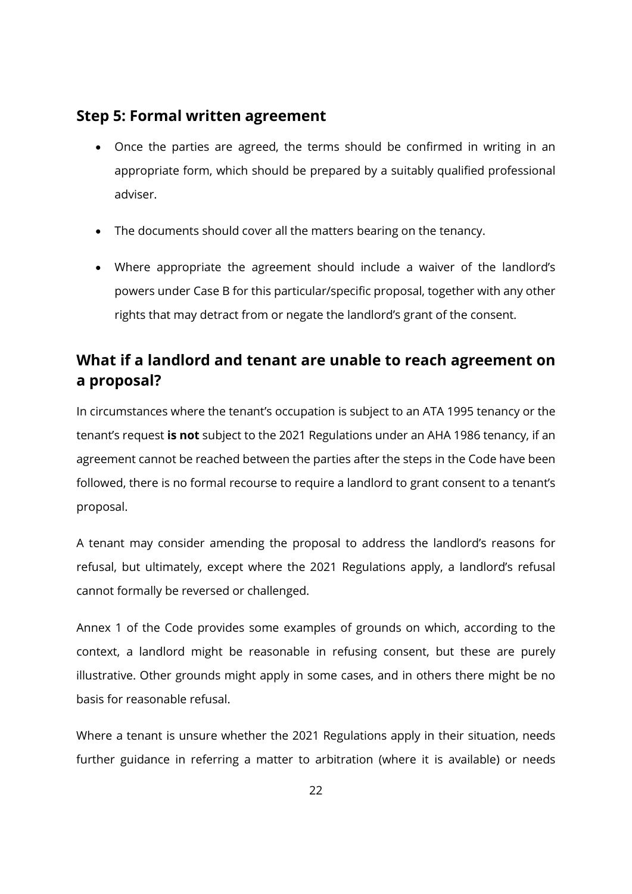## Step 5: Formal written agreement

- Once the parties are agreed, the terms should be confirmed in writing in an appropriate form, which should be prepared by a suitably qualified professional adviser.
- The documents should cover all the matters bearing on the tenancy.
- Where appropriate the agreement should include a waiver of the landlord's powers under Case B for this particular/specific proposal, together with any other rights that may detract from or negate the landlord's grant of the consent.

## What if a landlord and tenant are unable to reach agreement on a proposal?

In circumstances where the tenant's occupation is subject to an ATA 1995 tenancy or the tenant's request **is not** subject to the 2021 Regulations under an AHA 1986 tenancy, if an agreement cannot be reached between the parties after the steps in the Code have been followed, there is no formal recourse to require a landlord to grant consent to a tenant's proposal.

A tenant may consider amending the proposal to address the landlord's reasons for refusal, but ultimately, except where the 2021 Regulations apply, a landlord's refusal cannot formally be reversed or challenged.

Annex 1 of the Code provides some examples of grounds on which, according to the context, a landlord might be reasonable in refusing consent, but these are purely illustrative. Other grounds might apply in some cases, and in others there might be no basis for reasonable refusal.

Where a tenant is unsure whether the 2021 Regulations apply in their situation, needs further guidance in referring a matter to arbitration (where it is available) or needs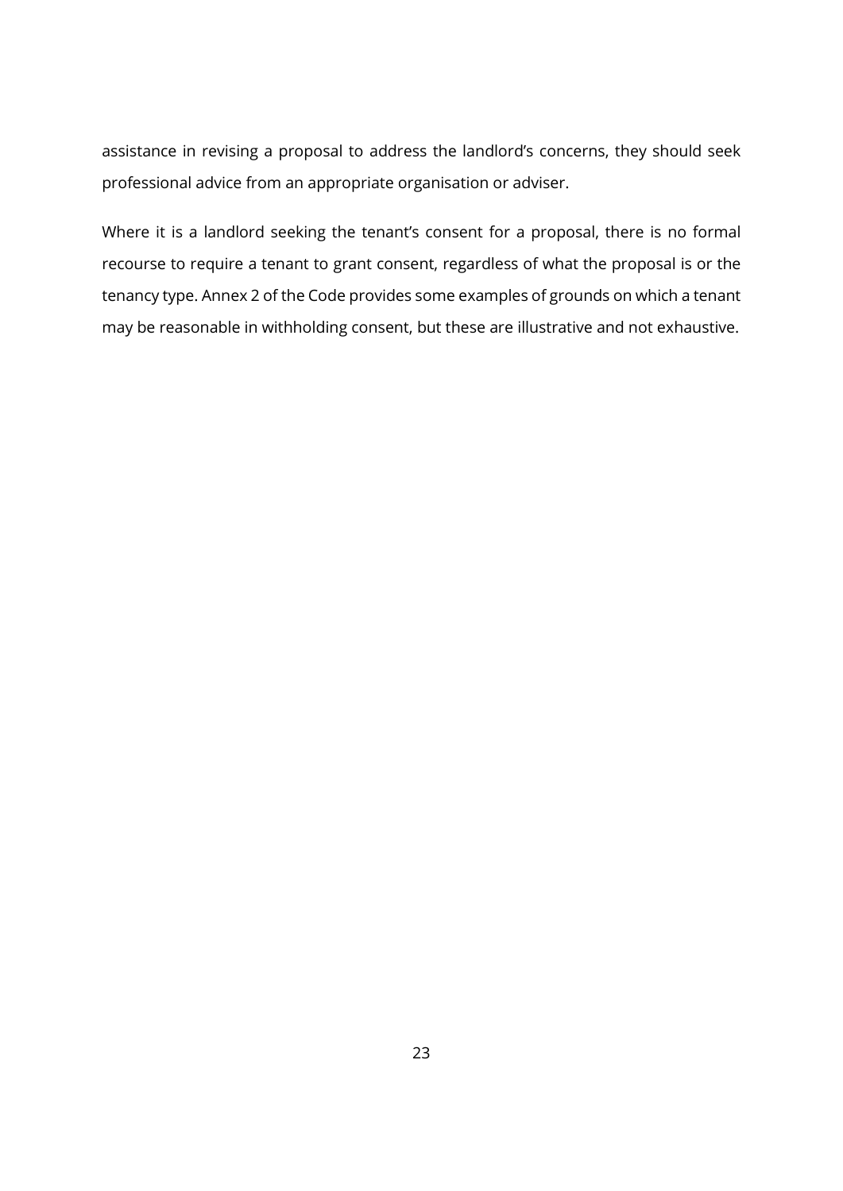assistance in revising a proposal to address the landlord's concerns, they should seek professional advice from an appropriate organisation or adviser.

Where it is a landlord seeking the tenant's consent for a proposal, there is no formal recourse to require a tenant to grant consent, regardless of what the proposal is or the tenancy type. Annex 2 of the Code provides some examples of grounds on which a tenant may be reasonable in withholding consent, but these are illustrative and not exhaustive.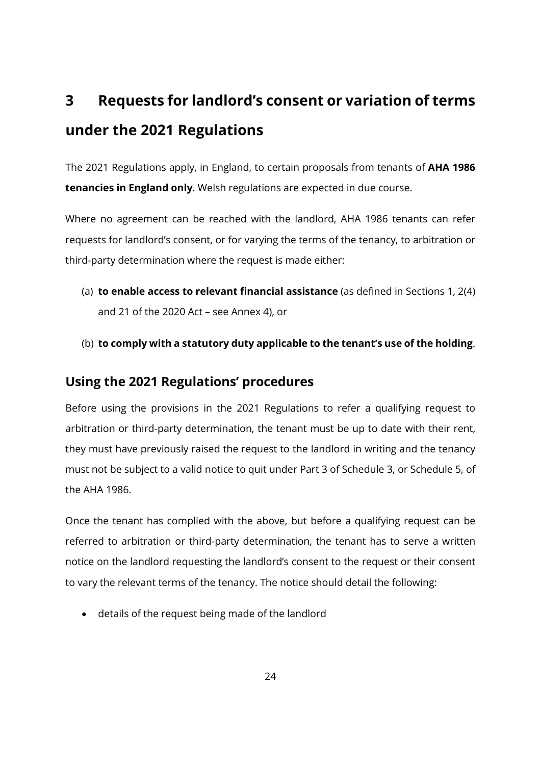# 3 Requests for landlord's consent or variation of terms under the 2021 Regulations

The 2021 Regulations apply, in England, to certain proposals from tenants of **AHA 1986 tenancies in England only**. Welsh regulations are expected in due course.

Where no agreement can be reached with the landlord, AHA 1986 tenants can refer requests for landlord's consent, or for varying the terms of the tenancy, to arbitration or third-party determination where the request is made either:

(a) **to enable access to relevant financial assistance** (as defined in Sections 1, 2(4) and 21 of the 2020 Act – see Annex 4), or

(b) **to comply with a statutory duty applicable to the tenant's use of the holding**.

## Using the 2021 Regulations' procedures

Before using the provisions in the 2021 Regulations to refer a qualifying request to arbitration or third-party determination, the tenant must be up to date with their rent, they must have previously raised the request to the landlord in writing and the tenancy must not be subject to a valid notice to quit under Part 3 of Schedule 3, or Schedule 5, of the AHA 1986.

Once the tenant has complied with the above, but before a qualifying request can be referred to arbitration or third-party determination, the tenant has to serve a written notice on the landlord requesting the landlord's consent to the request or their consent to vary the relevant terms of the tenancy. The notice should detail the following:

- details of the request being made of the landlord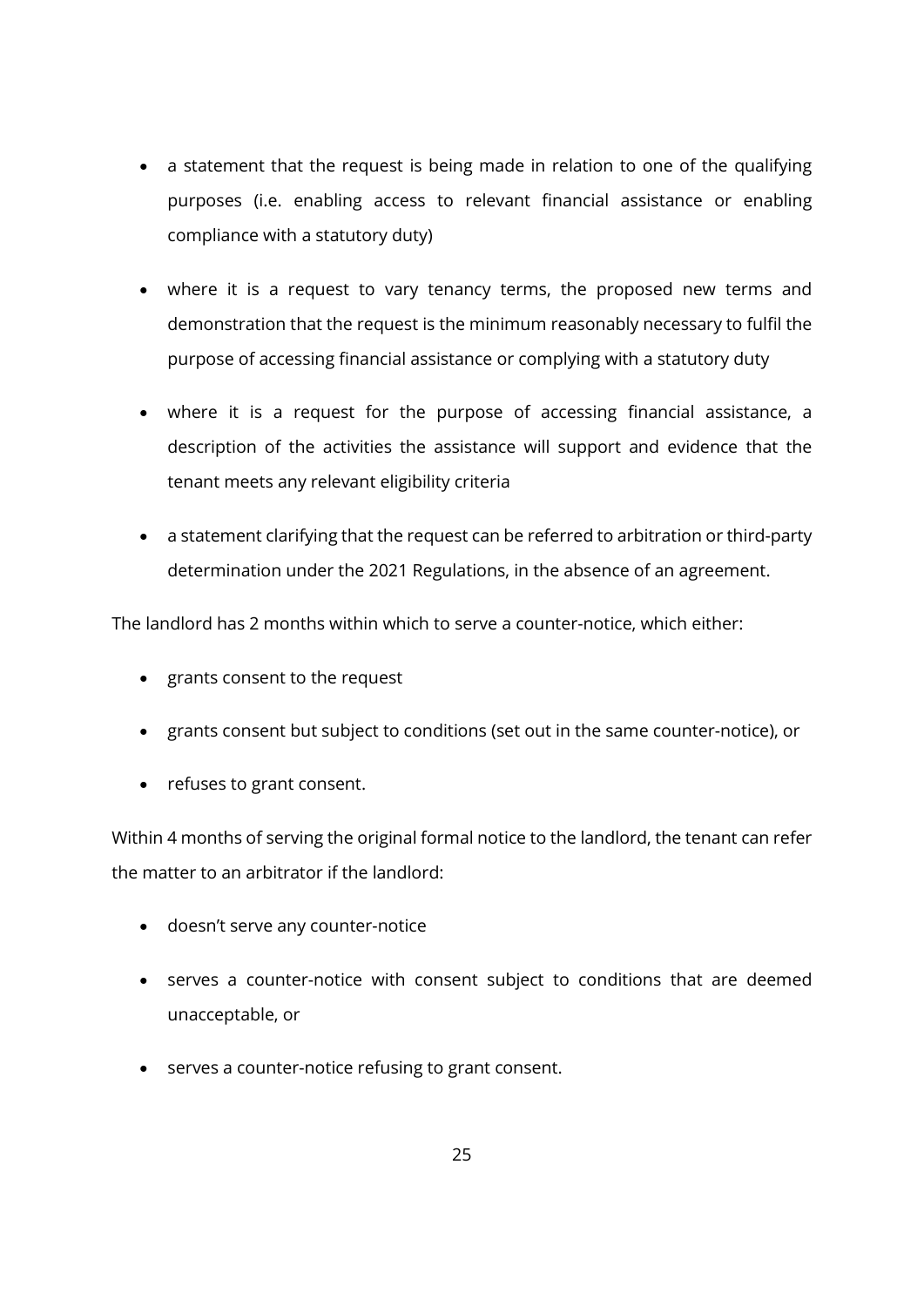- a statement that the request is being made in relation to one of the qualifying purposes (i.e. enabling access to relevant financial assistance or enabling compliance with a statutory duty)
- where it is a request to vary tenancy terms, the proposed new terms and demonstration that the request is the minimum reasonably necessary to fulfil the purpose of accessing financial assistance or complying with a statutory duty
- where it is a request for the purpose of accessing financial assistance, a description of the activities the assistance will support and evidence that the tenant meets any relevant eligibility criteria
- a statement clarifying that the request can be referred to arbitration or third-party determination under the 2021 Regulations, in the absence of an agreement.

The landlord has 2 months within which to serve a counter-notice, which either:

- grants consent to the request
- grants consent but subject to conditions (set out in the same counter-notice), or
- refuses to grant consent.

Within 4 months of serving the original formal notice to the landlord, the tenant can refer the matter to an arbitrator if the landlord:

- doesn't serve any counter-notice
- serves a counter-notice with consent subject to conditions that are deemed unacceptable, or
- serves a counter-notice refusing to grant consent.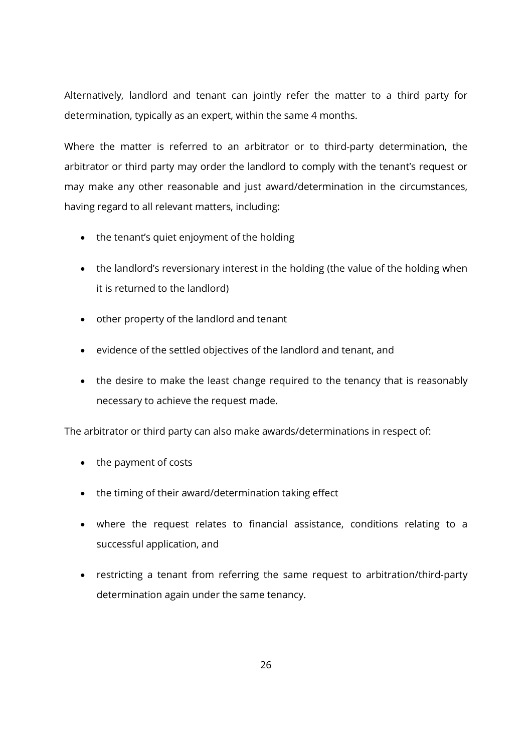Alternatively, landlord and tenant can jointly refer the matter to a third party for determination, typically as an expert, within the same 4 months.

Where the matter is referred to an arbitrator or to third-party determination, the arbitrator or third party may order the landlord to comply with the tenant's request or may make any other reasonable and just award/determination in the circumstances, having regard to all relevant matters, including:

- the tenant's quiet enjoyment of the holding
- the landlord's reversionary interest in the holding (the value of the holding when it is returned to the landlord)
- other property of the landlord and tenant
- evidence of the settled objectives of the landlord and tenant, and
- the desire to make the least change required to the tenancy that is reasonably necessary to achieve the request made.

The arbitrator or third party can also make awards/determinations in respect of:

- the payment of costs
- the timing of their award/determination taking effect
- where the request relates to financial assistance, conditions relating to a successful application, and
- restricting a tenant from referring the same request to arbitration/third-party determination again under the same tenancy.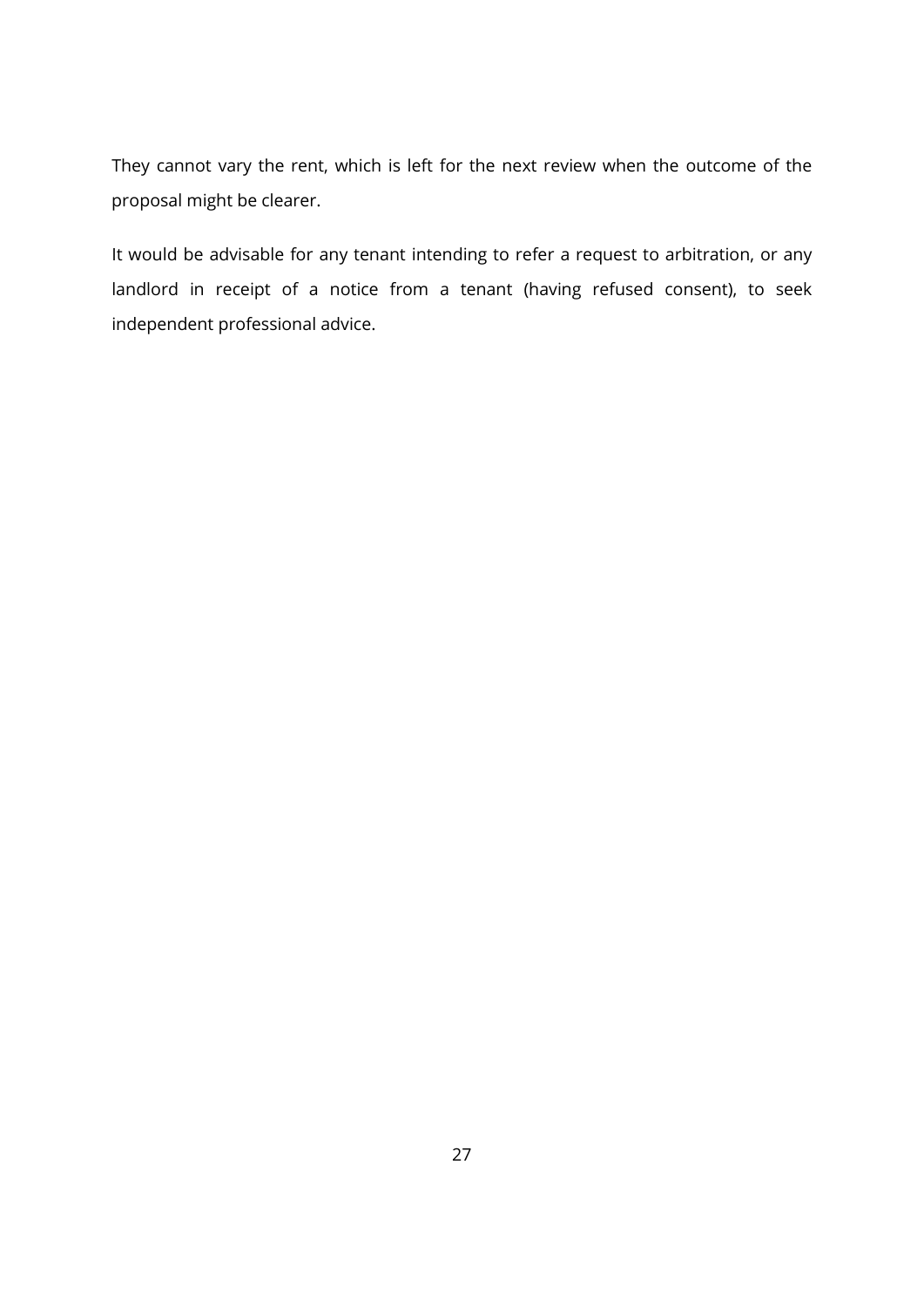They cannot vary the rent, which is left for the next review when the outcome of the proposal might be clearer.

It would be advisable for any tenant intending to refer a request to arbitration, or any landlord in receipt of a notice from a tenant (having refused consent), to seek independent professional advice.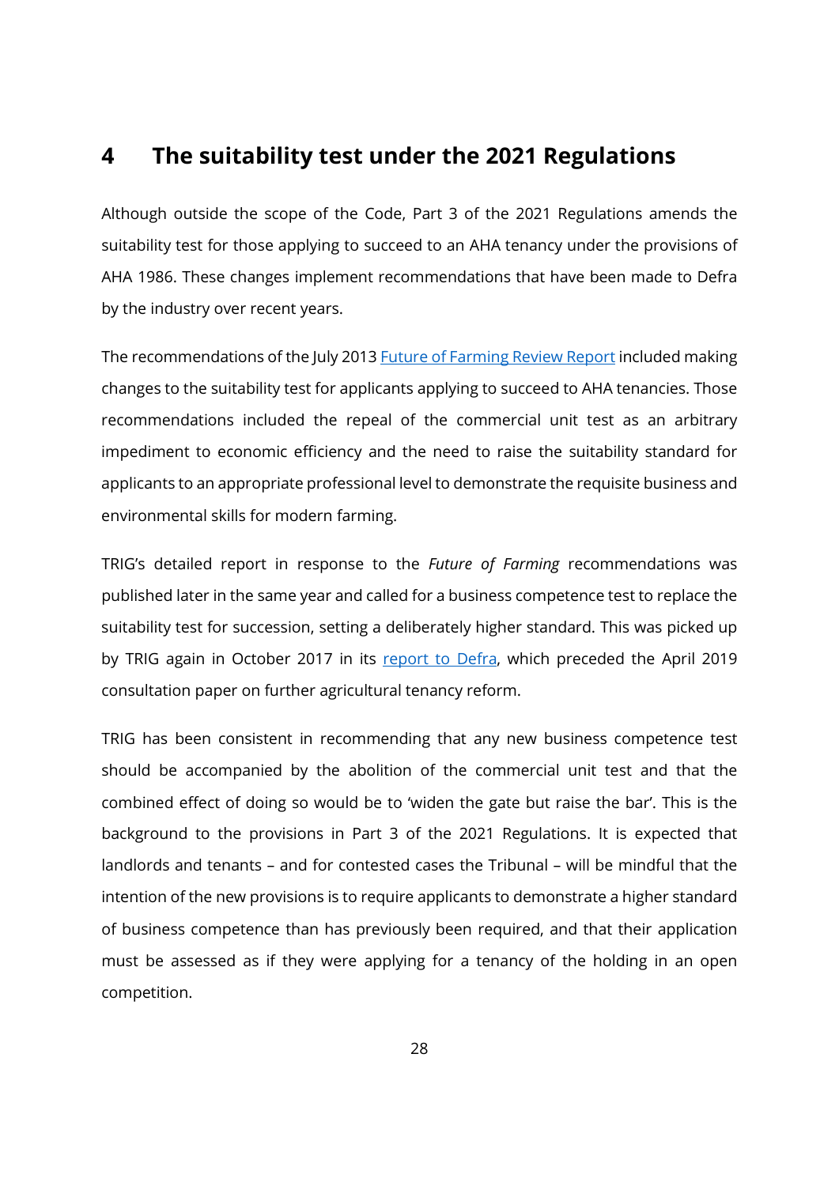## 4 The suitability test under the 2021 Regulations

Although outside the scope of the Code, Part 3 of the 2021 Regulations amends the suitability test for those applying to succeed to an AHA tenancy under the provisions of AHA 1986. These changes implement recommendations that have been made to Defra by the industry over recent years.

The recommendations of the July 2013 Future of Farming Review Report included making changes to the suitability test for applicants applying to succeed to AHA tenancies. Those recommendations included the repeal of the commercial unit test as an arbitrary impediment to economic efficiency and the need to raise the suitability standard for applicants to an appropriate professional level to demonstrate the requisite business and environmental skills for modern farming.

TRIG's detailed report in response to the *Future of Farming* recommendations was published later in the same year and called for a business competence test to replace the suitability test for succession, setting a deliberately higher standard. This was picked up by TRIG again in October 2017 in its report to Defra, which preceded the April 2019 consultation paper on further agricultural tenancy reform.

TRIG has been consistent in recommending that any new business competence test should be accompanied by the abolition of the commercial unit test and that the combined effect of doing so would be to 'widen the gate but raise the bar'. This is the background to the provisions in Part 3 of the 2021 Regulations. It is expected that landlords and tenants – and for contested cases the Tribunal – will be mindful that the intention of the new provisions is to require applicants to demonstrate a higher standard of business competence than has previously been required, and that their application must be assessed as if they were applying for a tenancy of the holding in an open competition.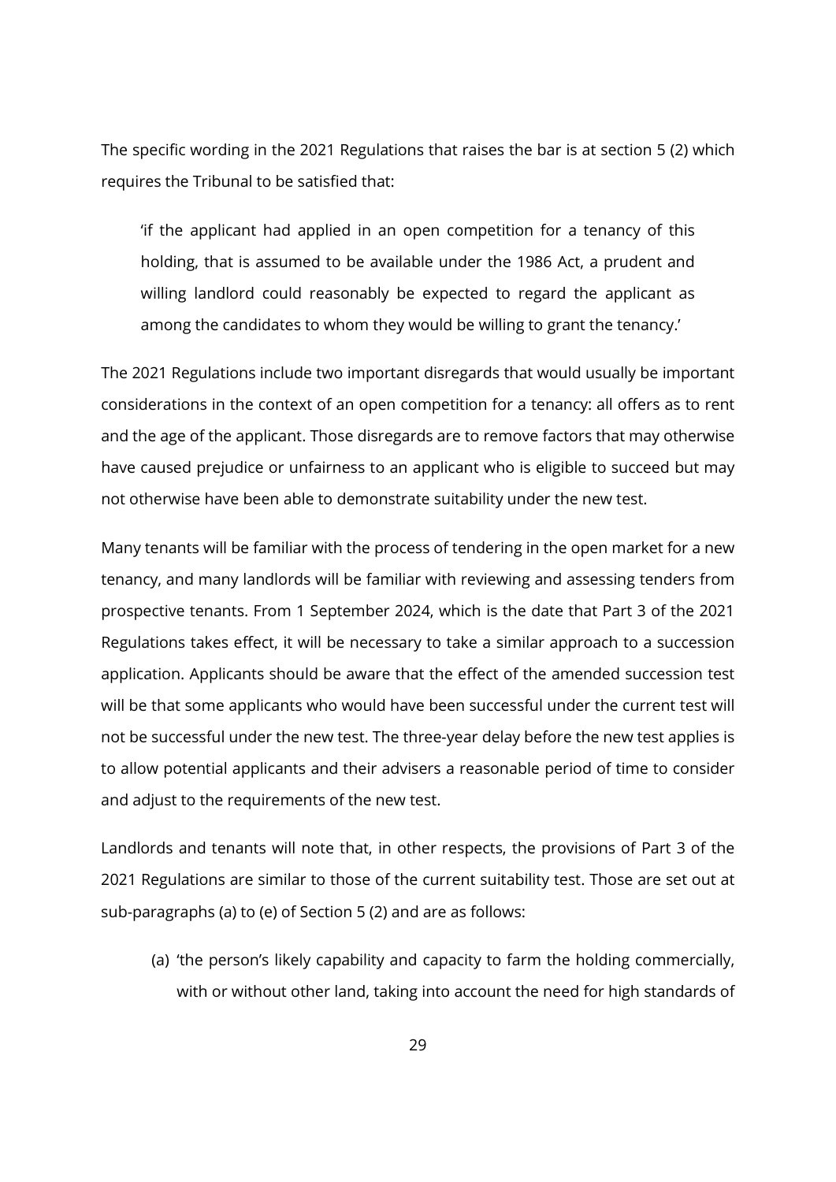The specific wording in the 2021 Regulations that raises the bar is at section 5 (2) which requires the Tribunal to be satisfied that:

> 'if the applicant had applied in an open competition for a tenancy of this holding, that is assumed to be available under the 1986 Act, a prudent and willing landlord could reasonably be expected to regard the applicant as among the candidates to whom they would be willing to grant the tenancy.'

The 2021 Regulations include two important disregards that would usually be important considerations in the context of an open competition for a tenancy: all offers as to rent and the age of the applicant. Those disregards are to remove factors that may otherwise have caused prejudice or unfairness to an applicant who is eligible to succeed but may not otherwise have been able to demonstrate suitability under the new test.

Many tenants will be familiar with the process of tendering in the open market for a new tenancy, and many landlords will be familiar with reviewing and assessing tenders from prospective tenants. From 1 September 2024, which is the date that Part 3 of the 2021 Regulations takes effect, it will be necessary to take a similar approach to a succession application. Applicants should be aware that the effect of the amended succession test will be that some applicants who would have been successful under the current test will not be successful under the new test. The three-year delay before the new test applies is to allow potential applicants and their advisers a reasonable period of time to consider and adjust to the requirements of the new test.

Landlords and tenants will note that, in other respects, the provisions of Part 3 of the 2021 Regulations are similar to those of the current suitability test. Those are set out at sub-paragraphs (a) to (e) of Section 5 (2) and are as follows:

(a) 'the person's likely capability and capacity to farm the holding commercially, with or without other land, taking into account the need for high standards of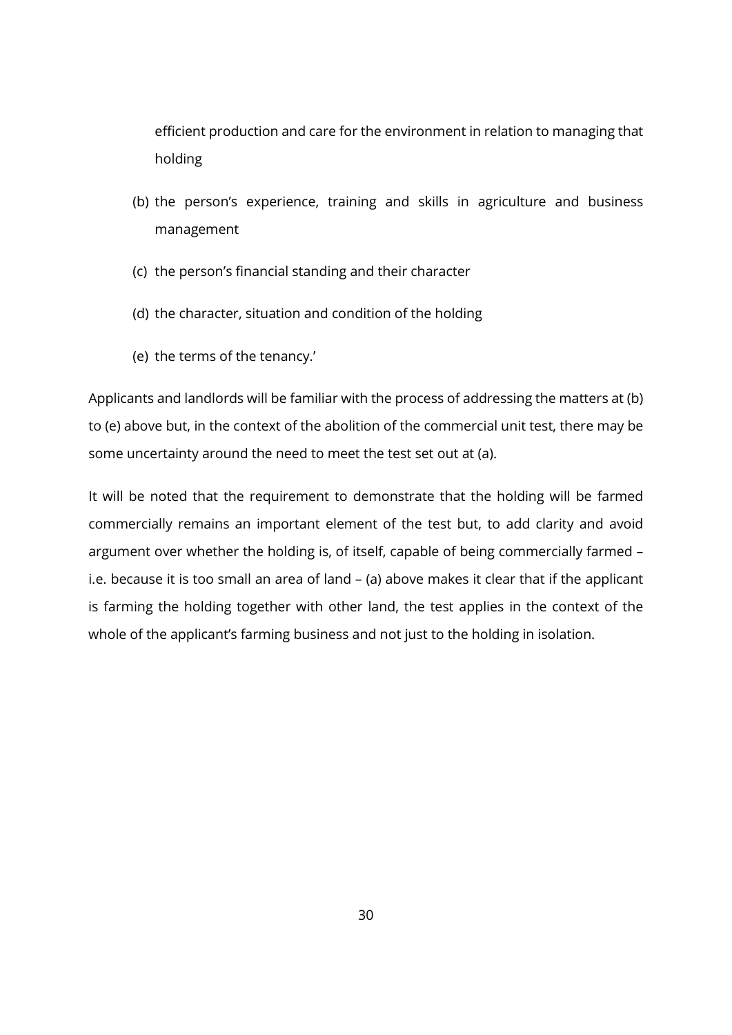efficient production and care for the environment in relation to managing that holding

(b) the person's experience, training and skills in agriculture and business management

(c) the person's financial standing and their character

(d) the character, situation and condition of the holding

(e) the terms of the tenancy.'

Applicants and landlords will be familiar with the process of addressing the matters at (b) to (e) above but, in the context of the abolition of the commercial unit test, there may be some uncertainty around the need to meet the test set out at (a).

It will be noted that the requirement to demonstrate that the holding will be farmed commercially remains an important element of the test but, to add clarity and avoid argument over whether the holding is, of itself, capable of being commercially farmed – i.e. because it is too small an area of land – (a) above makes it clear that if the applicant is farming the holding together with other land, the test applies in the context of the whole of the applicant's farming business and not just to the holding in isolation.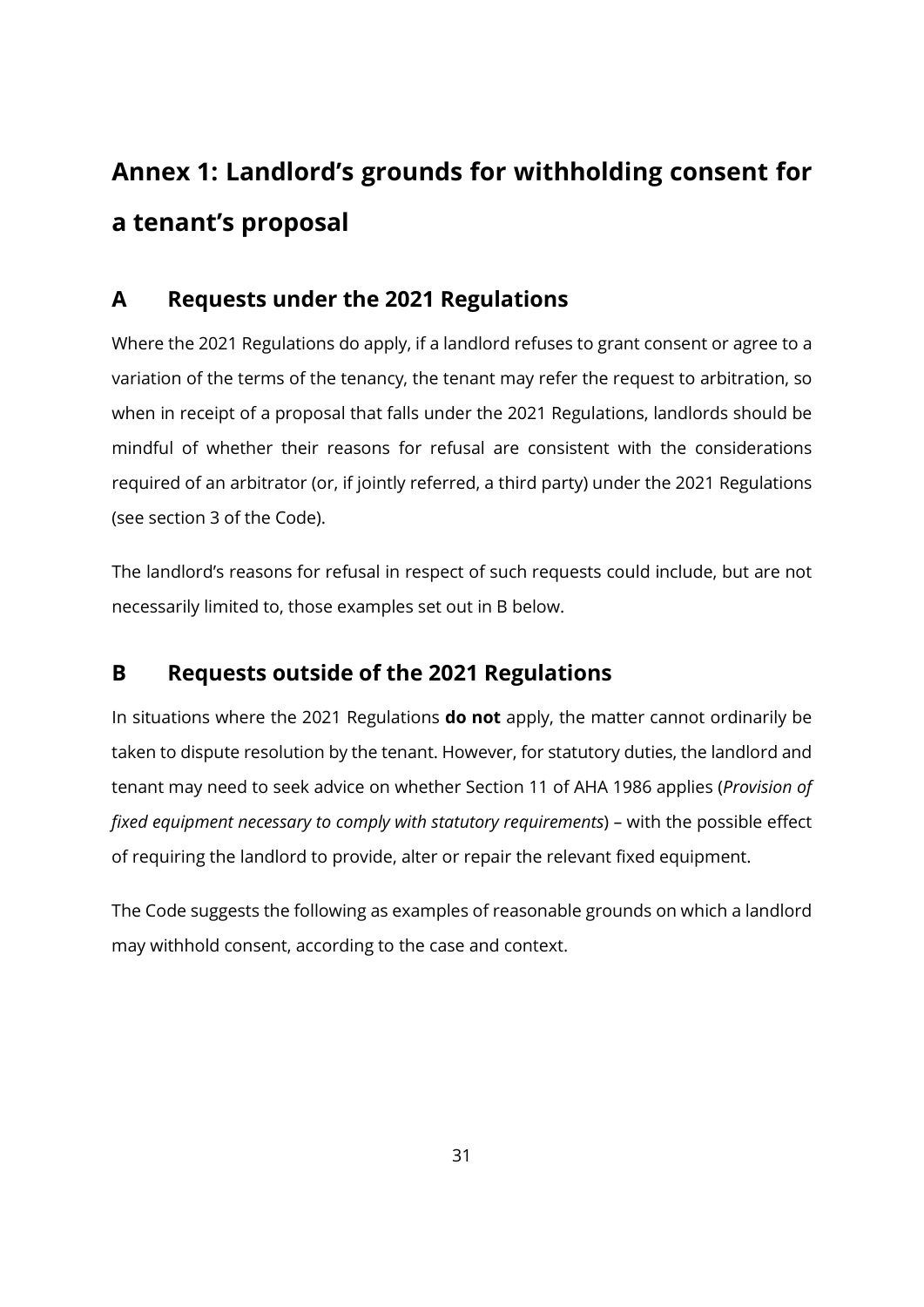# Annex 1: Landlord's grounds for withholding consent for a tenant's proposal

## A Requests under the 2021 Regulations

Where the 2021 Regulations do apply, if a landlord refuses to grant consent or agree to a variation of the terms of the tenancy, the tenant may refer the request to arbitration, so when in receipt of a proposal that falls under the 2021 Regulations, landlords should be mindful of whether their reasons for refusal are consistent with the considerations required of an arbitrator (or, if jointly referred, a third party) under the 2021 Regulations (see section 3 of the Code).

The landlord's reasons for refusal in respect of such requests could include, but are not necessarily limited to, those examples set out in B below.

## B Requests outside of the 2021 Regulations

In situations where the 2021 Regulations **do not** apply, the matter cannot ordinarily be taken to dispute resolution by the tenant. However, for statutory duties, the landlord and tenant may need to seek advice on whether Section 11 of AHA 1986 applies (*Provision of fixed equipment necessary to comply with statutory requirements*) – with the possible effect of requiring the landlord to provide, alter or repair the relevant fixed equipment.

The Code suggests the following as examples of reasonable grounds on which a landlord may withhold consent, according to the case and context.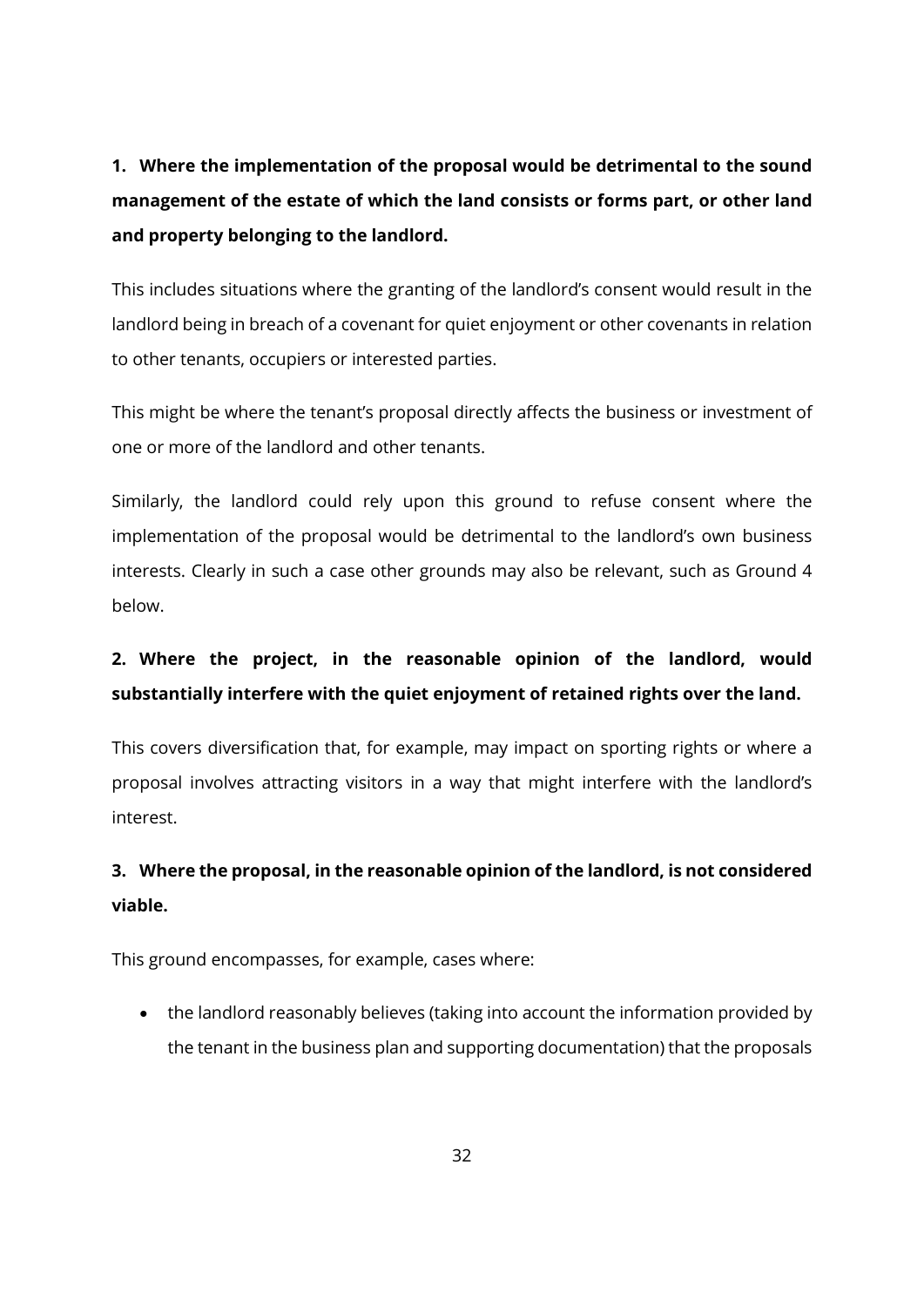**1. Where the implementation of the proposal would be detrimental to the sound management of the estate of which the land consists or forms part, or other land and property belonging to the landlord.**

This includes situations where the granting of the landlord's consent would result in the landlord being in breach of a covenant for quiet enjoyment or other covenants in relation to other tenants, occupiers or interested parties.

This might be where the tenant's proposal directly affects the business or investment of one or more of the landlord and other tenants.

Similarly, the landlord could rely upon this ground to refuse consent where the implementation of the proposal would be detrimental to the landlord's own business interests. Clearly in such a case other grounds may also be relevant, such as Ground 4 below.

**2. Where the project, in the reasonable opinion of the landlord, would substantially interfere with the quiet enjoyment of retained rights over the land.**

This covers diversification that, for example, may impact on sporting rights or where a proposal involves attracting visitors in a way that might interfere with the landlord's interest.

**3. Where the proposal, in the reasonable opinion of the landlord, is not considered viable.**

This ground encompasses, for example, cases where:

- the landlord reasonably believes (taking into account the information provided by the tenant in the business plan and supporting documentation) that the proposals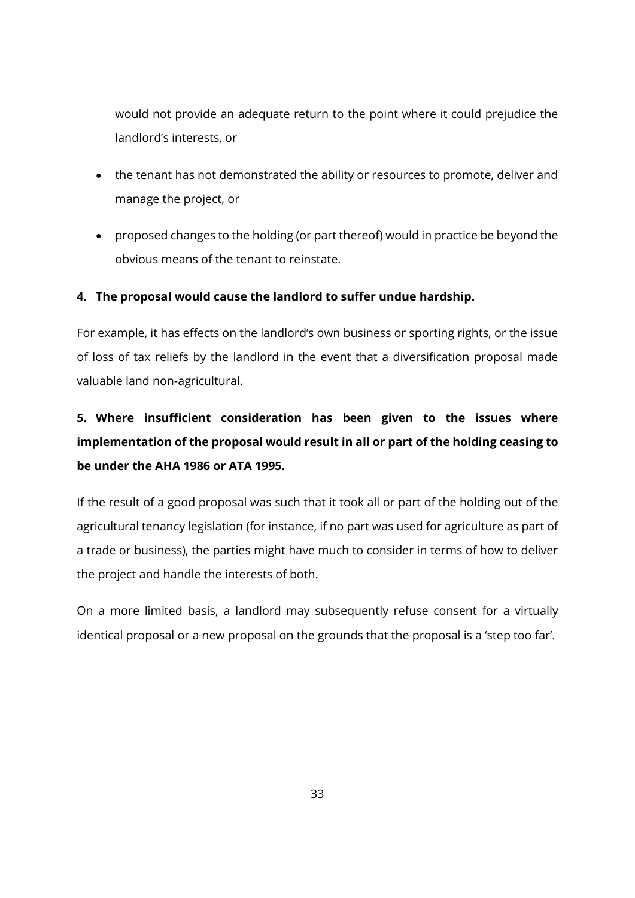would not provide an adequate return to the point where it could prejudice the landlord's interests, or

- the tenant has not demonstrated the ability or resources to promote, deliver and manage the project, or
- proposed changes to the holding (or part thereof) would in practice be beyond the obvious means of the tenant to reinstate.

**4. The proposal would cause the landlord to suffer undue hardship.**

For example, it has effects on the landlord's own business or sporting rights, or the issue of loss of tax reliefs by the landlord in the event that a diversification proposal made valuable land non-agricultural.

**5. Where insufficient consideration has been given to the issues where implementation of the proposal would result in all or part of the holding ceasing to be under the AHA 1986 or ATA 1995.**

If the result of a good proposal was such that it took all or part of the holding out of the agricultural tenancy legislation (for instance, if no part was used for agriculture as part of a trade or business), the parties might have much to consider in terms of how to deliver the project and handle the interests of both.

On a more limited basis, a landlord may subsequently refuse consent for a virtually identical proposal or a new proposal on the grounds that the proposal is a 'step too far'.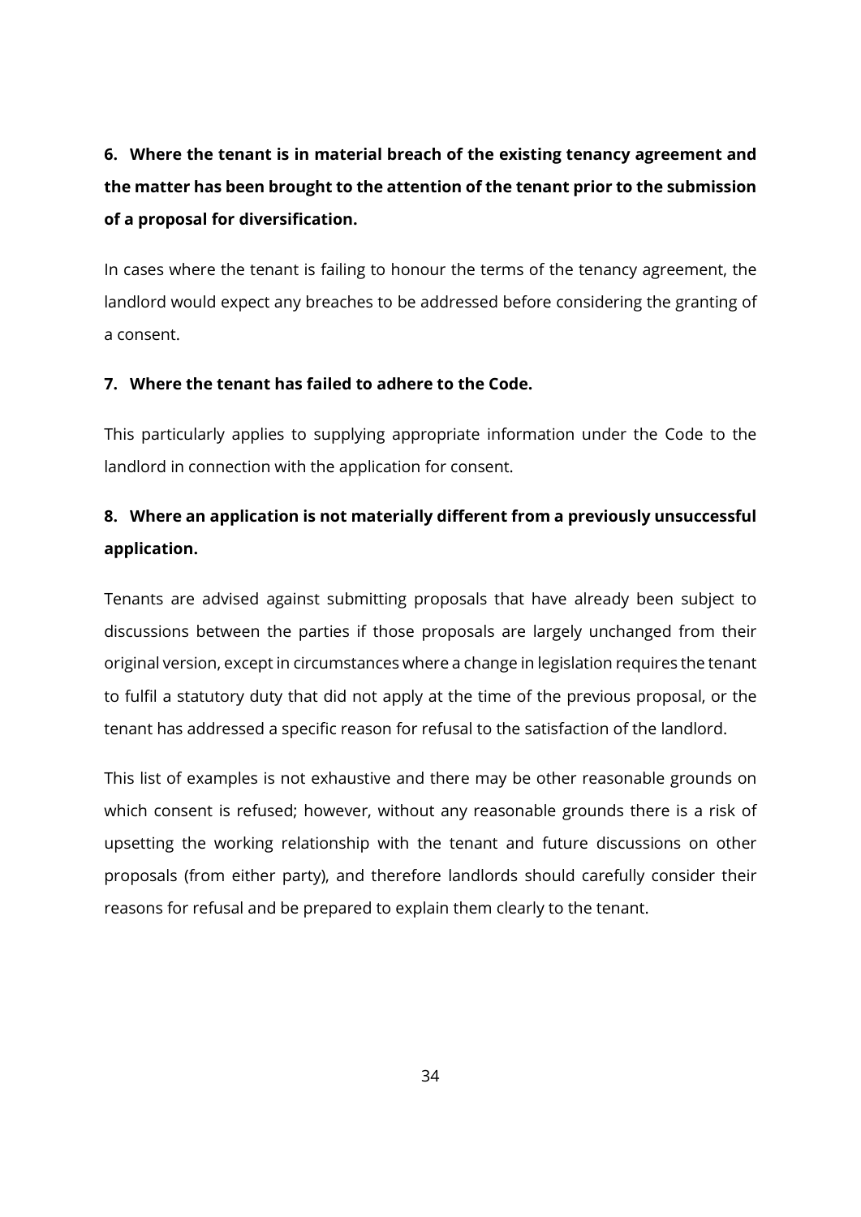**6. Where the tenant is in material breach of the existing tenancy agreement and the matter has been brought to the attention of the tenant prior to the submission of a proposal for diversification.**

In cases where the tenant is failing to honour the terms of the tenancy agreement, the landlord would expect any breaches to be addressed before considering the granting of a consent.

**7. Where the tenant has failed to adhere to the Code.**

This particularly applies to supplying appropriate information under the Code to the landlord in connection with the application for consent.

**8. Where an application is not materially different from a previously unsuccessful application.**

Tenants are advised against submitting proposals that have already been subject to discussions between the parties if those proposals are largely unchanged from their original version, except in circumstances where a change in legislation requires the tenant to fulfil a statutory duty that did not apply at the time of the previous proposal, or the tenant has addressed a specific reason for refusal to the satisfaction of the landlord.

This list of examples is not exhaustive and there may be other reasonable grounds on which consent is refused; however, without any reasonable grounds there is a risk of upsetting the working relationship with the tenant and future discussions on other proposals (from either party), and therefore landlords should carefully consider their reasons for refusal and be prepared to explain them clearly to the tenant.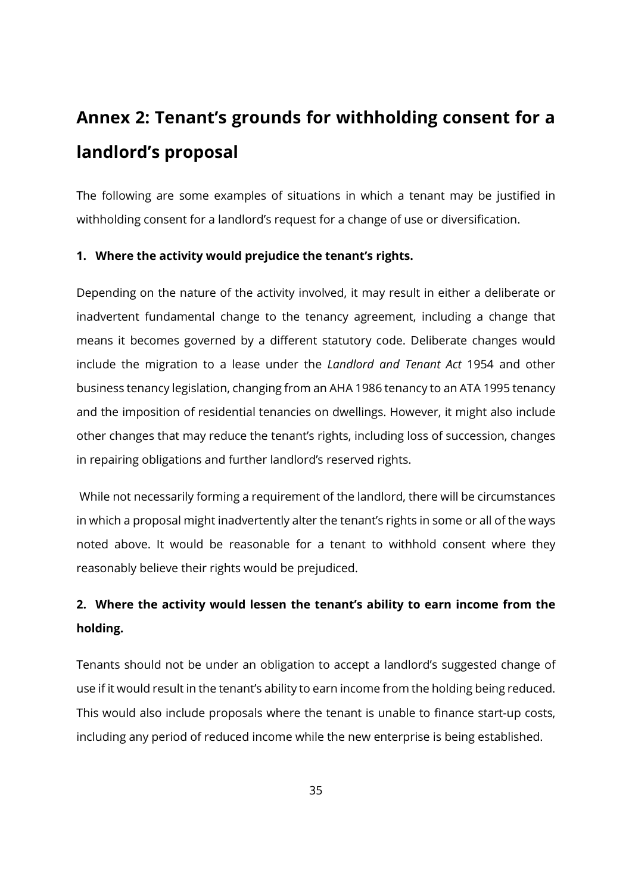# Annex 2: Tenant's grounds for withholding consent for a landlord's proposal

The following are some examples of situations in which a tenant may be justified in withholding consent for a landlord's request for a change of use or diversification.

**1. Where the activity would prejudice the tenant's rights.**

Depending on the nature of the activity involved, it may result in either a deliberate or inadvertent fundamental change to the tenancy agreement, including a change that means it becomes governed by a different statutory code. Deliberate changes would include the migration to a lease under the *Landlord and Tenant Act* 1954 and other business tenancy legislation, changing from an AHA 1986 tenancy to an ATA 1995 tenancy and the imposition of residential tenancies on dwellings. However, it might also include other changes that may reduce the tenant's rights, including loss of succession, changes in repairing obligations and further landlord's reserved rights.

While not necessarily forming a requirement of the landlord, there will be circumstances in which a proposal might inadvertently alter the tenant's rights in some or all of the ways noted above. It would be reasonable for a tenant to withhold consent where they reasonably believe their rights would be prejudiced.

**2. Where the activity would lessen the tenant's ability to earn income from the holding.**

Tenants should not be under an obligation to accept a landlord's suggested change of use if it would result in the tenant's ability to earn income from the holding being reduced. This would also include proposals where the tenant is unable to finance start-up costs, including any period of reduced income while the new enterprise is being established.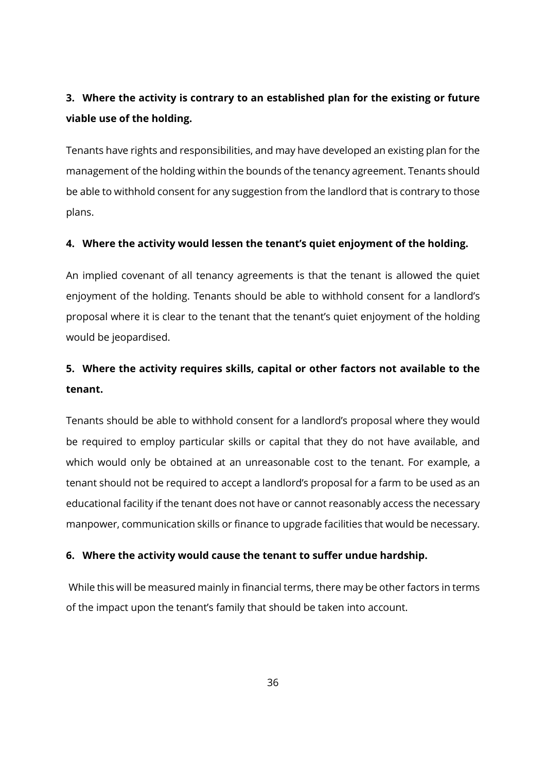**3. Where the activity is contrary to an established plan for the existing or future viable use of the holding.**

Tenants have rights and responsibilities, and may have developed an existing plan for the management of the holding within the bounds of the tenancy agreement. Tenants should be able to withhold consent for any suggestion from the landlord that is contrary to those plans.

**4. Where the activity would lessen the tenant's quiet enjoyment of the holding.**

An implied covenant of all tenancy agreements is that the tenant is allowed the quiet enjoyment of the holding. Tenants should be able to withhold consent for a landlord's proposal where it is clear to the tenant that the tenant's quiet enjoyment of the holding would be jeopardised.

**5. Where the activity requires skills, capital or other factors not available to the tenant.**

Tenants should be able to withhold consent for a landlord's proposal where they would be required to employ particular skills or capital that they do not have available, and which would only be obtained at an unreasonable cost to the tenant. For example, a tenant should not be required to accept a landlord's proposal for a farm to be used as an educational facility if the tenant does not have or cannot reasonably access the necessary manpower, communication skills or finance to upgrade facilities that would be necessary.

**6. Where the activity would cause the tenant to suffer undue hardship.**

While this will be measured mainly in financial terms, there may be other factors in terms of the impact upon the tenant's family that should be taken into account.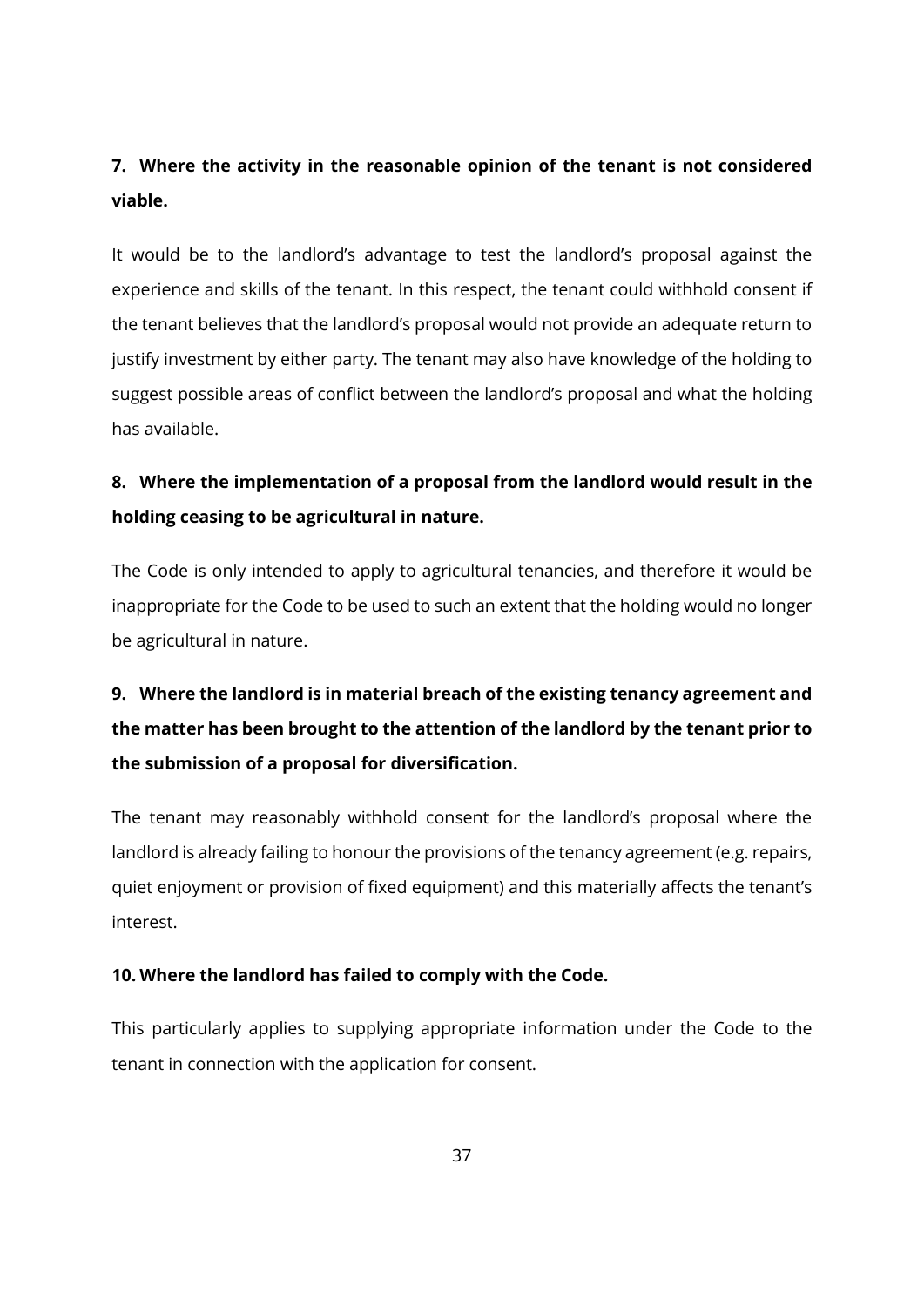**7. Where the activity in the reasonable opinion of the tenant is not considered viable.**

It would be to the landlord's advantage to test the landlord's proposal against the experience and skills of the tenant. In this respect, the tenant could withhold consent if the tenant believes that the landlord's proposal would not provide an adequate return to justify investment by either party. The tenant may also have knowledge of the holding to suggest possible areas of conflict between the landlord's proposal and what the holding has available.

**8. Where the implementation of a proposal from the landlord would result in the holding ceasing to be agricultural in nature.**

The Code is only intended to apply to agricultural tenancies, and therefore it would be inappropriate for the Code to be used to such an extent that the holding would no longer be agricultural in nature.

**9. Where the landlord is in material breach of the existing tenancy agreement and the matter has been brought to the attention of the landlord by the tenant prior to the submission of a proposal for diversification.**

The tenant may reasonably withhold consent for the landlord's proposal where the landlord is already failing to honour the provisions of the tenancy agreement (e.g. repairs, quiet enjoyment or provision of fixed equipment) and this materially affects the tenant's interest.

**10. Where the landlord has failed to comply with the Code.**

This particularly applies to supplying appropriate information under the Code to the tenant in connection with the application for consent.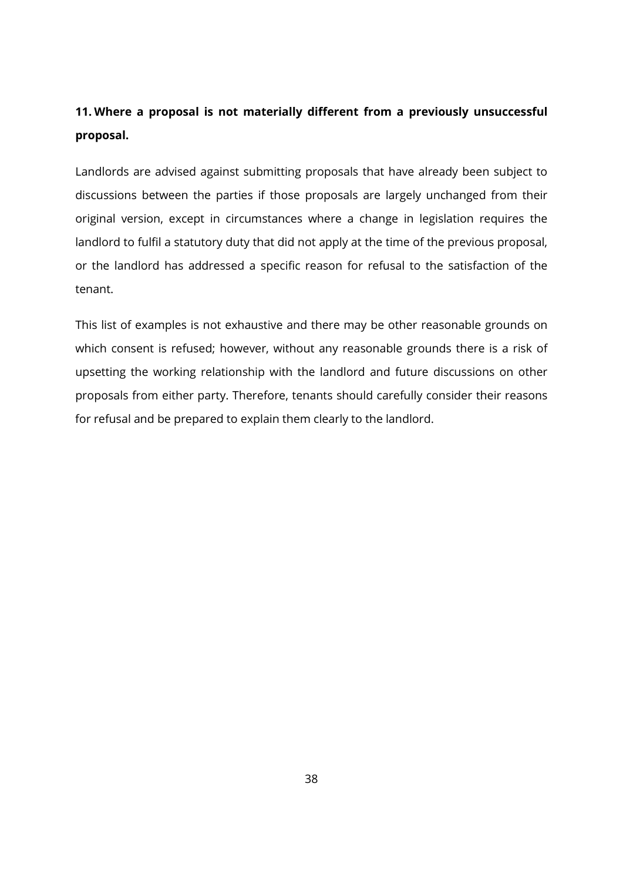**11. Where a proposal is not materially different from a previously unsuccessful proposal.**

Landlords are advised against submitting proposals that have already been subject to discussions between the parties if those proposals are largely unchanged from their original version, except in circumstances where a change in legislation requires the landlord to fulfil a statutory duty that did not apply at the time of the previous proposal, or the landlord has addressed a specific reason for refusal to the satisfaction of the tenant.

This list of examples is not exhaustive and there may be other reasonable grounds on which consent is refused; however, without any reasonable grounds there is a risk of upsetting the working relationship with the landlord and future discussions on other proposals from either party. Therefore, tenants should carefully consider their reasons for refusal and be prepared to explain them clearly to the landlord.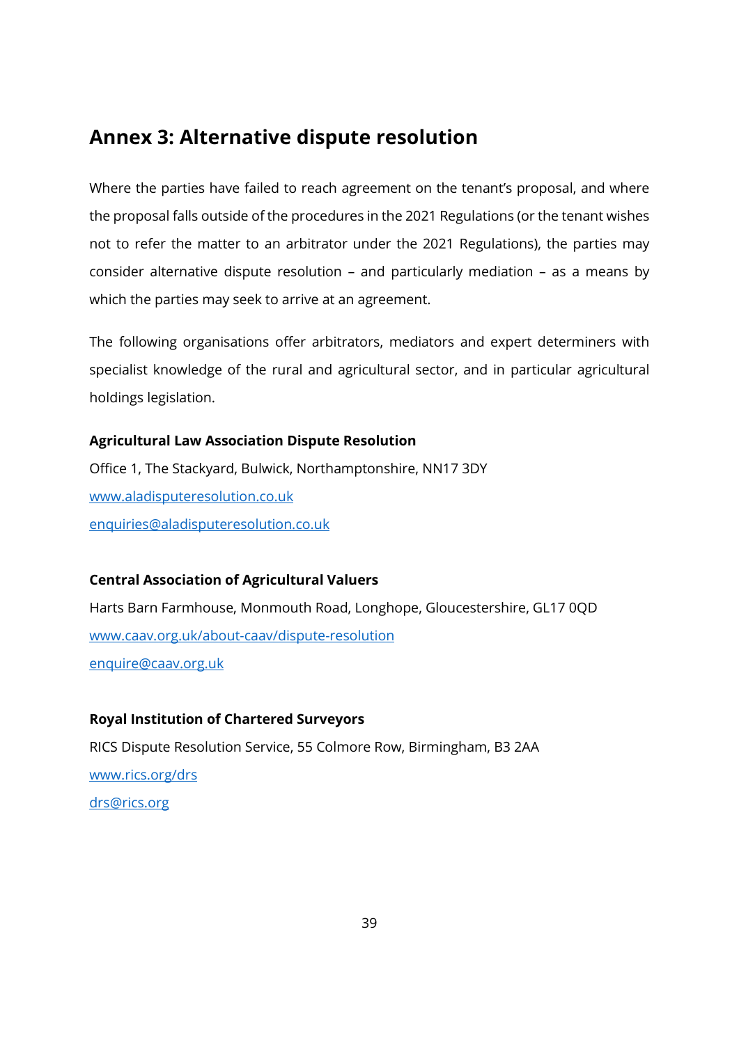## Annex 3: Alternative dispute resolution

Where the parties have failed to reach agreement on the tenant's proposal, and where the proposal falls outside of the procedures in the 2021 Regulations (or the tenant wishes not to refer the matter to an arbitrator under the 2021 Regulations), the parties may consider alternative dispute resolution – and particularly mediation – as a means by which the parties may seek to arrive at an agreement.

The following organisations offer arbitrators, mediators and expert determiners with specialist knowledge of the rural and agricultural sector, and in particular agricultural holdings legislation.

**Agricultural Law Association Dispute Resolution**

Office 1, The Stackyard, Bulwick, Northamptonshire, NN17 3DY

www.aladisputeresolution.co.uk

enquiries@aladisputeresolution.co.uk

**Central Association of Agricultural Valuers**

Harts Barn Farmhouse, Monmouth Road, Longhope, Gloucestershire, GL17 0QD

www.caav.org.uk/about-caav/dispute-resolution

enquire@caav.org.uk

**Royal Institution of Chartered Surveyors**

RICS Dispute Resolution Service, 55 Colmore Row, Birmingham, B3 2AA

www.rics.org/drs

drs@rics.org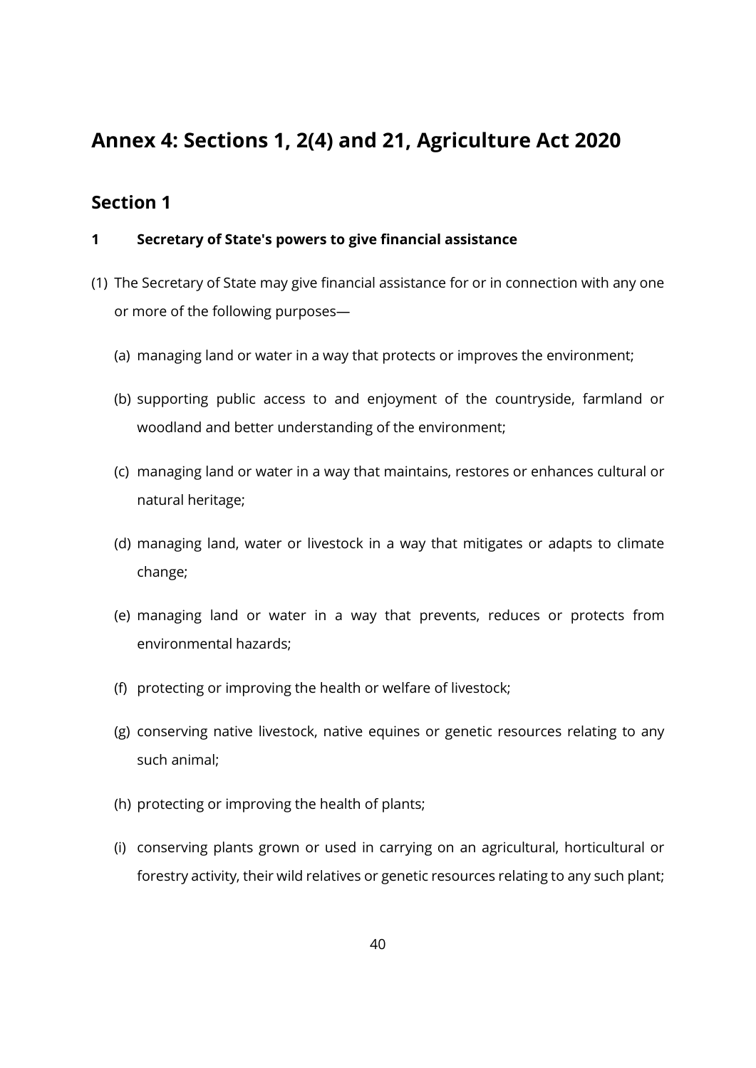# Annex 4: Sections 1, 2(4) and 21, Agriculture Act 2020

## Section 1

**1 Secretary of State's powers to give financial assistance**

(1) The Secretary of State may give financial assistance for or in connection with any one or more of the following purposes—

   (a) managing land or water in a way that protects or improves the environment;

   (b) supporting public access to and enjoyment of the countryside, farmland or woodland and better understanding of the environment;

   (c) managing land or water in a way that maintains, restores or enhances cultural or natural heritage;

   (d) managing land, water or livestock in a way that mitigates or adapts to climate change;

   (e) managing land or water in a way that prevents, reduces or protects from environmental hazards;

   (f) protecting or improving the health or welfare of livestock;

   (g) conserving native livestock, native equines or genetic resources relating to any such animal;

   (h) protecting or improving the health of plants;

   (i) conserving plants grown or used in carrying on an agricultural, horticultural or forestry activity, their wild relatives or genetic resources relating to any such plant;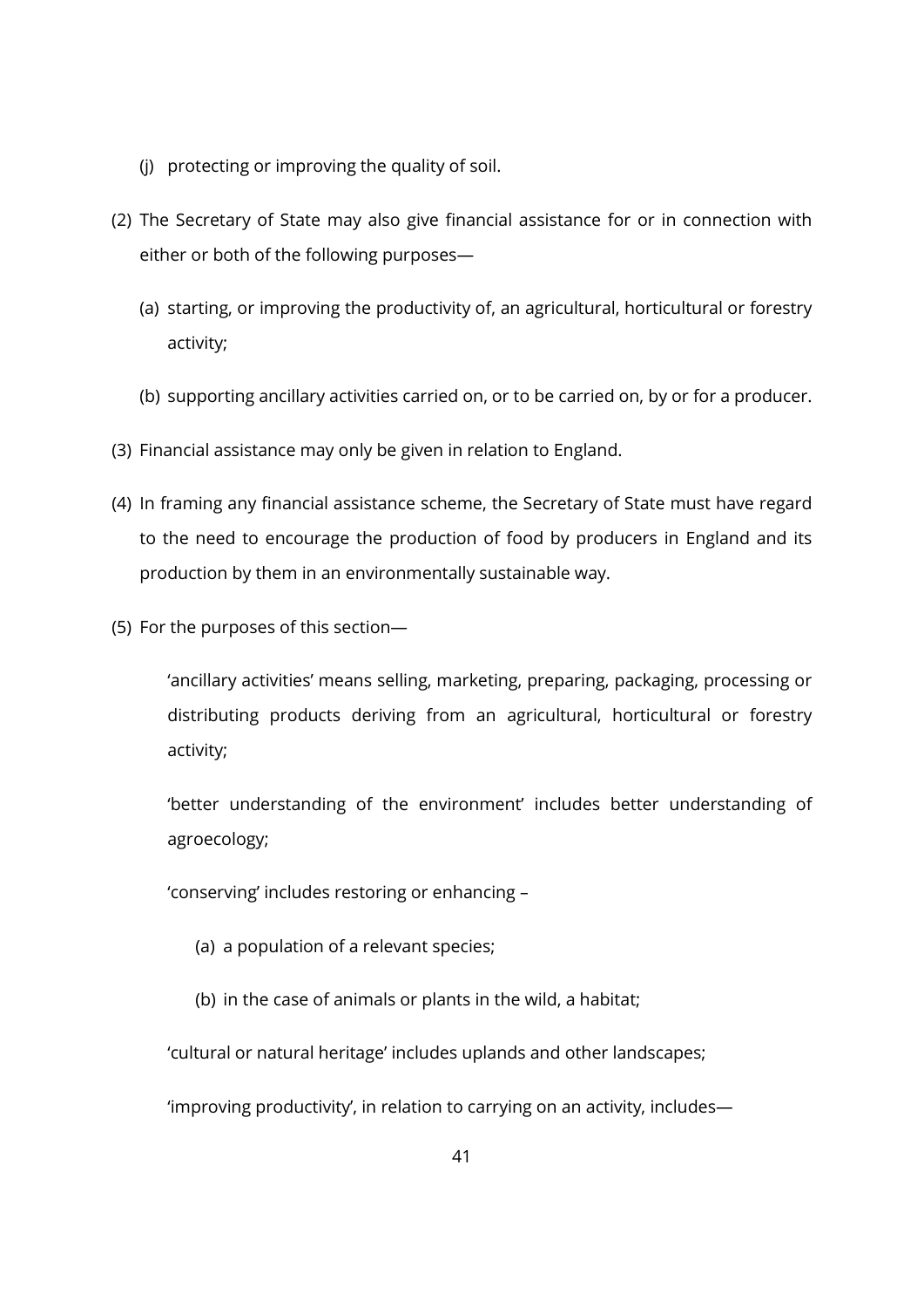(j) protecting or improving the quality of soil.

(2) The Secretary of State may also give financial assistance for or in connection with either or both of the following purposes—

(a) starting, or improving the productivity of, an agricultural, horticultural or forestry activity;

(b) supporting ancillary activities carried on, or to be carried on, by or for a producer.

(3) Financial assistance may only be given in relation to England.

(4) In framing any financial assistance scheme, the Secretary of State must have regard to the need to encourage the production of food by producers in England and its production by them in an environmentally sustainable way.

(5) For the purposes of this section—

'ancillary activities' means selling, marketing, preparing, packaging, processing or distributing products deriving from an agricultural, horticultural or forestry activity;

'better understanding of the environment' includes better understanding of agroecology;

'conserving' includes restoring or enhancing –

(a) a population of a relevant species;

(b) in the case of animals or plants in the wild, a habitat;

'cultural or natural heritage' includes uplands and other landscapes;

'improving productivity', in relation to carrying on an activity, includes—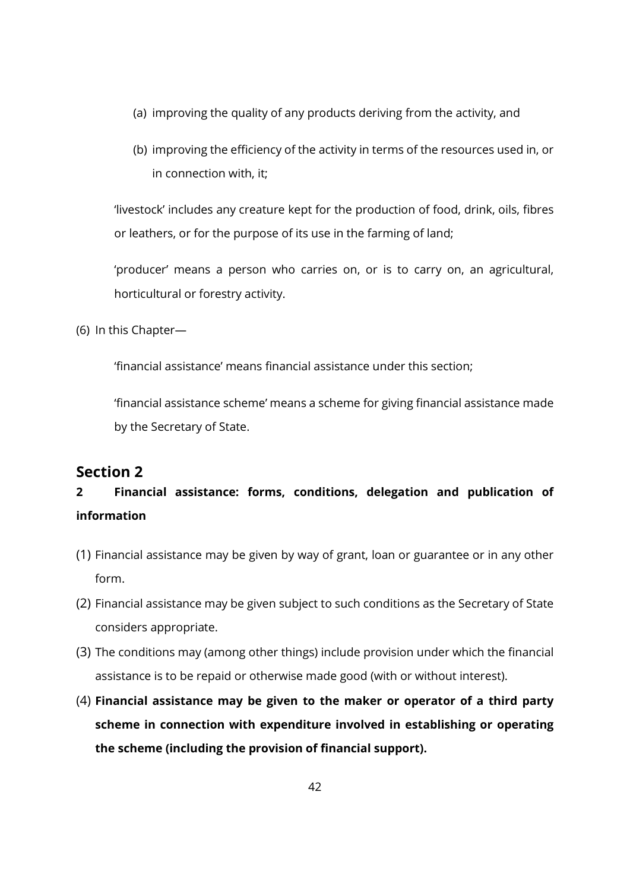(a) improving the quality of any products deriving from the activity, and

(b) improving the efficiency of the activity in terms of the resources used in, or in connection with, it;

'livestock' includes any creature kept for the production of food, drink, oils, fibres or leathers, or for the purpose of its use in the farming of land;

'producer' means a person who carries on, or is to carry on, an agricultural, horticultural or forestry activity.

(6) In this Chapter—

'financial assistance' means financial assistance under this section;

'financial assistance scheme' means a scheme for giving financial assistance made by the Secretary of State.

## Section 2

**2 Financial assistance: forms, conditions, delegation and publication of information**

(1) Financial assistance may be given by way of grant, loan or guarantee or in any other form.

(2) Financial assistance may be given subject to such conditions as the Secretary of State considers appropriate.

(3) The conditions may (among other things) include provision under which the financial assistance is to be repaid or otherwise made good (with or without interest).

(4) **Financial assistance may be given to the maker or operator of a third party scheme in connection with expenditure involved in establishing or operating the scheme (including the provision of financial support).**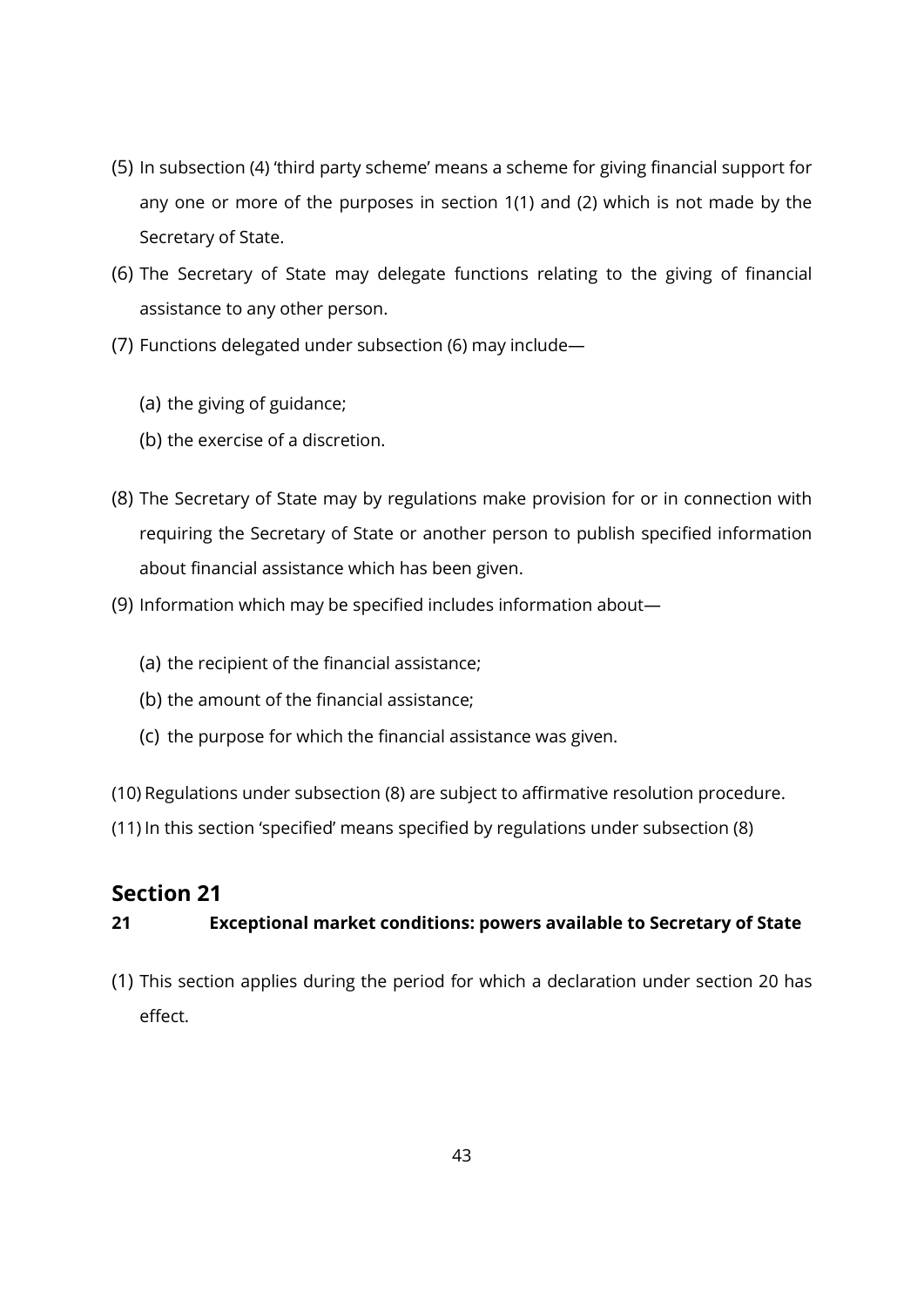(5) In subsection (4) 'third party scheme' means a scheme for giving financial support for any one or more of the purposes in section 1(1) and (2) which is not made by the Secretary of State.

(6) The Secretary of State may delegate functions relating to the giving of financial assistance to any other person.

(7) Functions delegated under subsection (6) may include—

  (a) the giving of guidance;

  (b) the exercise of a discretion.

(8) The Secretary of State may by regulations make provision for or in connection with requiring the Secretary of State or another person to publish specified information about financial assistance which has been given.

(9) Information which may be specified includes information about—

  (a) the recipient of the financial assistance;

  (b) the amount of the financial assistance;

  (c) the purpose for which the financial assistance was given.

(10) Regulations under subsection (8) are subject to affirmative resolution procedure.

(11) In this section 'specified' means specified by regulations under subsection (8)

## Section 21

**21 Exceptional market conditions: powers available to Secretary of State**

(1) This section applies during the period for which a declaration under section 20 has effect.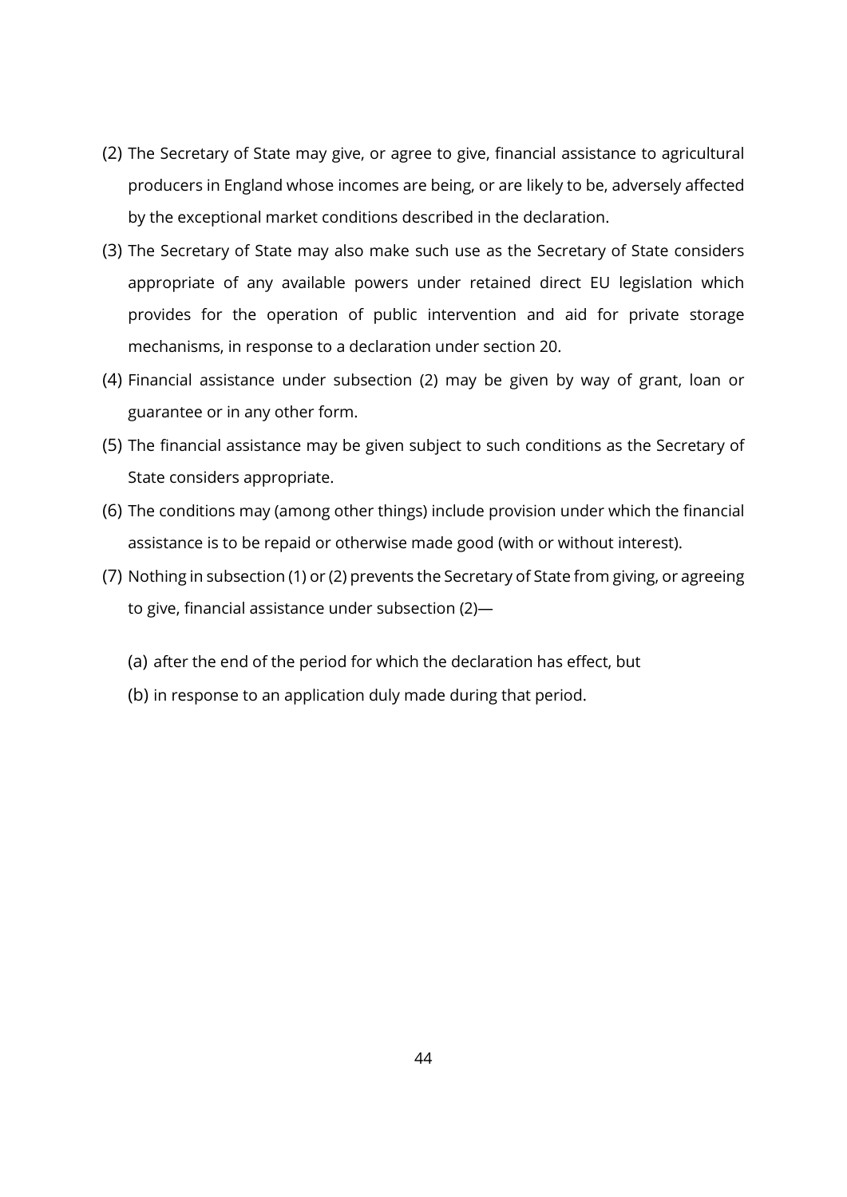(2) The Secretary of State may give, or agree to give, financial assistance to agricultural producers in England whose incomes are being, or are likely to be, adversely affected by the exceptional market conditions described in the declaration.

(3) The Secretary of State may also make such use as the Secretary of State considers appropriate of any available powers under retained direct EU legislation which provides for the operation of public intervention and aid for private storage mechanisms, in response to a declaration under section 20.

(4) Financial assistance under subsection (2) may be given by way of grant, loan or guarantee or in any other form.

(5) The financial assistance may be given subject to such conditions as the Secretary of State considers appropriate.

(6) The conditions may (among other things) include provision under which the financial assistance is to be repaid or otherwise made good (with or without interest).

(7) Nothing in subsection (1) or (2) prevents the Secretary of State from giving, or agreeing to give, financial assistance under subsection (2)—

(a) after the end of the period for which the declaration has effect, but

(b) in response to an application duly made during that period.